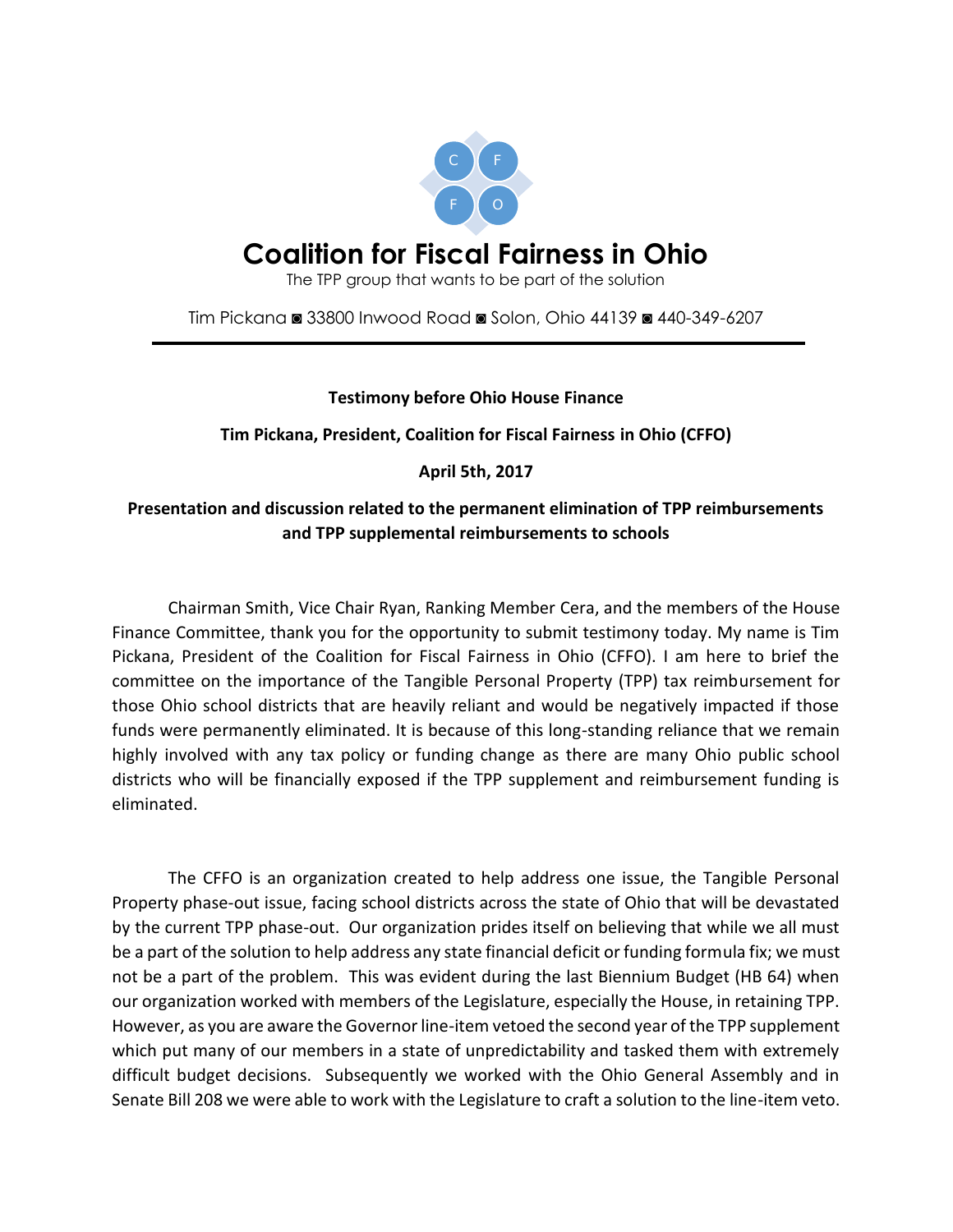C F F O

# Coalition for Fiscal Fairness in Ohio

The TPP group that wants to be part of the solution

Tim Pickana ◙ 33800 Inwood Road ◙ Solon, Ohio 44139 ◙ 440-349-6207

---

**Testimony before Ohio House Finance**

**Tim Pickana, President, Coalition for Fiscal Fairness in Ohio (CFFO)**

**April 5th, 2017**

**Presentation and discussion related to the permanent elimination of TPP reimbursements and TPP supplemental reimbursements to schools**

Chairman Smith, Vice Chair Ryan, Ranking Member Cera, and the members of the House Finance Committee, thank you for the opportunity to submit testimony today. My name is Tim Pickana, President of the Coalition for Fiscal Fairness in Ohio (CFFO). I am here to brief the committee on the importance of the Tangible Personal Property (TPP) tax reimbursement for those Ohio school districts that are heavily reliant and would be negatively impacted if those funds were permanently eliminated. It is because of this long-standing reliance that we remain highly involved with any tax policy or funding change as there are many Ohio public school districts who will be financially exposed if the TPP supplement and reimbursement funding is eliminated.

The CFFO is an organization created to help address one issue, the Tangible Personal Property phase-out issue, facing school districts across the state of Ohio that will be devastated by the current TPP phase-out. Our organization prides itself on believing that while we all must be a part of the solution to help address any state financial deficit or funding formula fix; we must not be a part of the problem. This was evident during the last Biennium Budget (HB 64) when our organization worked with members of the Legislature, especially the House, in retaining TPP. However, as you are aware the Governor line-item vetoed the second year of the TPP supplement which put many of our members in a state of unpredictability and tasked them with extremely difficult budget decisions. Subsequently we worked with the Ohio General Assembly and in Senate Bill 208 we were able to work with the Legislature to craft a solution to the line-item veto.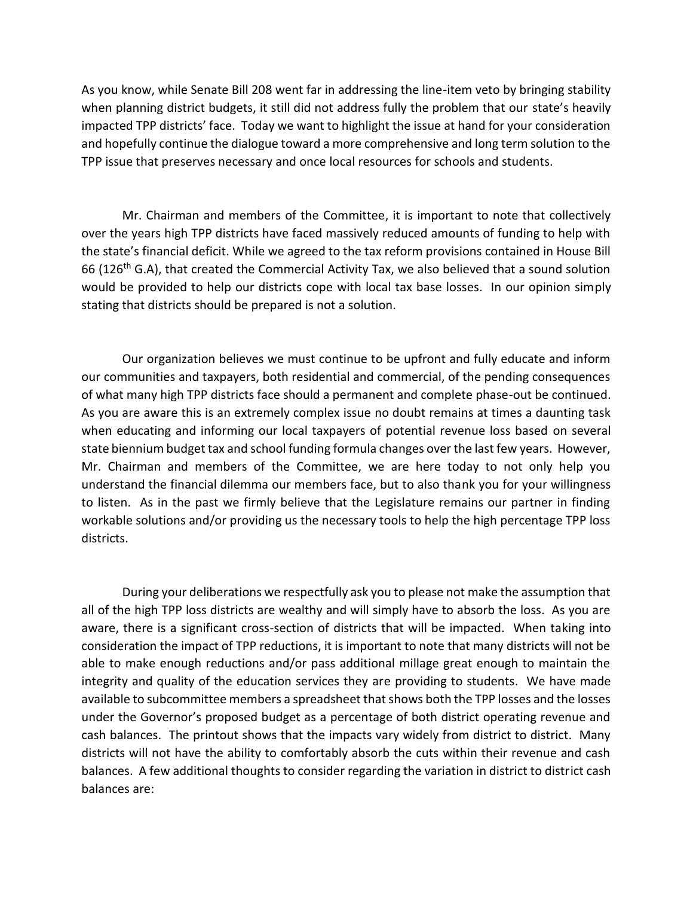As you know, while Senate Bill 208 went far in addressing the line-item veto by bringing stability when planning district budgets, it still did not address fully the problem that our state's heavily impacted TPP districts' face. Today we want to highlight the issue at hand for your consideration and hopefully continue the dialogue toward a more comprehensive and long term solution to the TPP issue that preserves necessary and once local resources for schools and students.

Mr. Chairman and members of the Committee, it is important to note that collectively over the years high TPP districts have faced massively reduced amounts of funding to help with the state's financial deficit. While we agreed to the tax reform provisions contained in House Bill 66 (126th G.A), that created the Commercial Activity Tax, we also believed that a sound solution would be provided to help our districts cope with local tax base losses. In our opinion simply stating that districts should be prepared is not a solution.

Our organization believes we must continue to be upfront and fully educate and inform our communities and taxpayers, both residential and commercial, of the pending consequences of what many high TPP districts face should a permanent and complete phase-out be continued. As you are aware this is an extremely complex issue no doubt remains at times a daunting task when educating and informing our local taxpayers of potential revenue loss based on several state biennium budget tax and school funding formula changes over the last few years. However, Mr. Chairman and members of the Committee, we are here today to not only help you understand the financial dilemma our members face, but to also thank you for your willingness to listen. As in the past we firmly believe that the Legislature remains our partner in finding workable solutions and/or providing us the necessary tools to help the high percentage TPP loss districts.

During your deliberations we respectfully ask you to please not make the assumption that all of the high TPP loss districts are wealthy and will simply have to absorb the loss. As you are aware, there is a significant cross-section of districts that will be impacted. When taking into consideration the impact of TPP reductions, it is important to note that many districts will not be able to make enough reductions and/or pass additional millage great enough to maintain the integrity and quality of the education services they are providing to students. We have made available to subcommittee members a spreadsheet that shows both the TPP losses and the losses under the Governor's proposed budget as a percentage of both district operating revenue and cash balances. The printout shows that the impacts vary widely from district to district. Many districts will not have the ability to comfortably absorb the cuts within their revenue and cash balances. A few additional thoughts to consider regarding the variation in district to district cash balances are: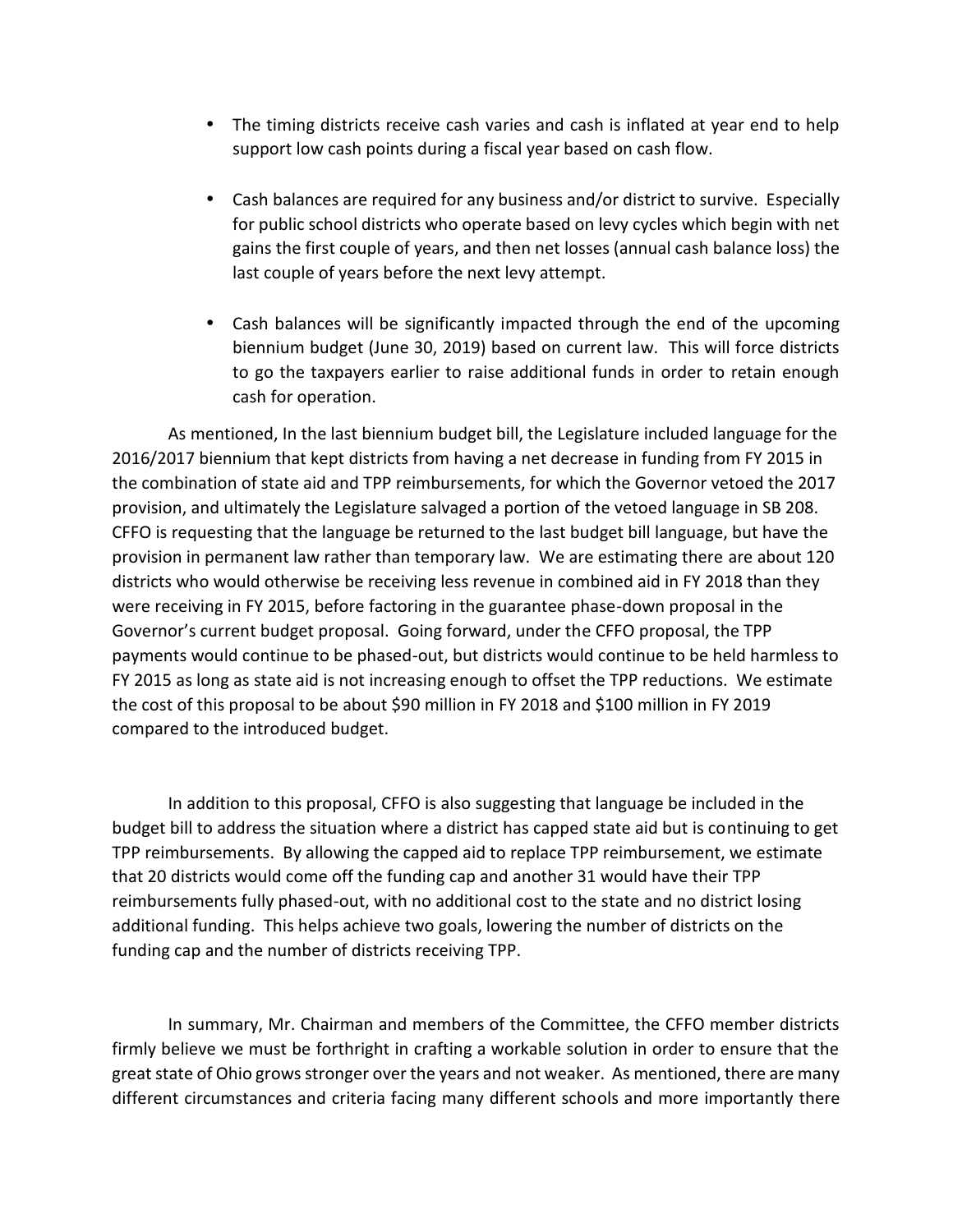- The timing districts receive cash varies and cash is inflated at year end to help support low cash points during a fiscal year based on cash flow.

- Cash balances are required for any business and/or district to survive. Especially for public school districts who operate based on levy cycles which begin with net gains the first couple of years, and then net losses (annual cash balance loss) the last couple of years before the next levy attempt.

- Cash balances will be significantly impacted through the end of the upcoming biennium budget (June 30, 2019) based on current law. This will force districts to go the taxpayers earlier to raise additional funds in order to retain enough cash for operation.

As mentioned, In the last biennium budget bill, the Legislature included language for the 2016/2017 biennium that kept districts from having a net decrease in funding from FY 2015 in the combination of state aid and TPP reimbursements, for which the Governor vetoed the 2017 provision, and ultimately the Legislature salvaged a portion of the vetoed language in SB 208. CFFO is requesting that the language be returned to the last budget bill language, but have the provision in permanent law rather than temporary law. We are estimating there are about 120 districts who would otherwise be receiving less revenue in combined aid in FY 2018 than they were receiving in FY 2015, before factoring in the guarantee phase-down proposal in the Governor's current budget proposal. Going forward, under the CFFO proposal, the TPP payments would continue to be phased-out, but districts would continue to be held harmless to FY 2015 as long as state aid is not increasing enough to offset the TPP reductions. We estimate the cost of this proposal to be about $90 million in FY 2018 and $100 million in FY 2019 compared to the introduced budget.

In addition to this proposal, CFFO is also suggesting that language be included in the budget bill to address the situation where a district has capped state aid but is continuing to get TPP reimbursements. By allowing the capped aid to replace TPP reimbursement, we estimate that 20 districts would come off the funding cap and another 31 would have their TPP reimbursements fully phased-out, with no additional cost to the state and no district losing additional funding. This helps achieve two goals, lowering the number of districts on the funding cap and the number of districts receiving TPP.

In summary, Mr. Chairman and members of the Committee, the CFFO member districts firmly believe we must be forthright in crafting a workable solution in order to ensure that the great state of Ohio grows stronger over the years and not weaker. As mentioned, there are many different circumstances and criteria facing many different schools and more importantly there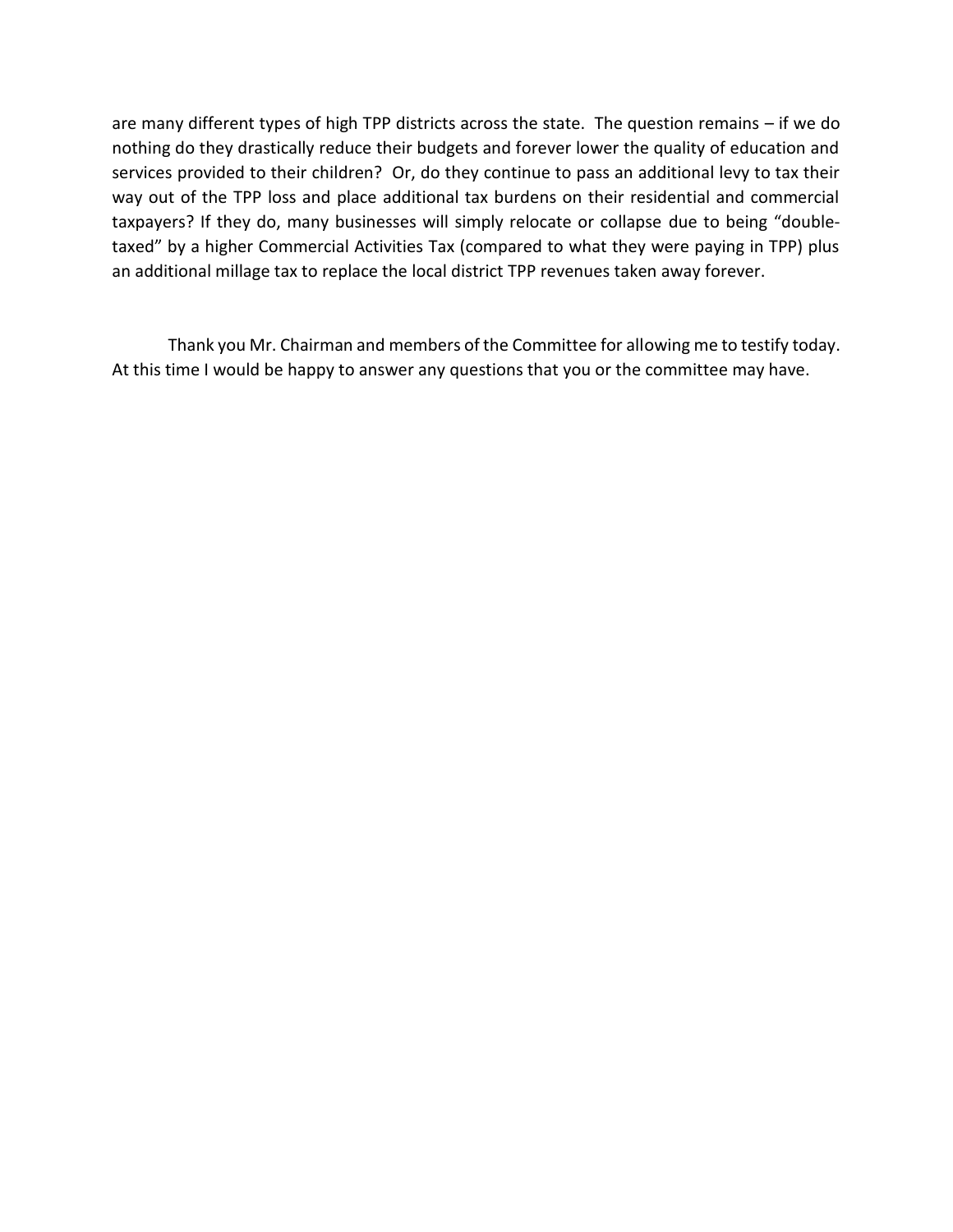are many different types of high TPP districts across the state. The question remains – if we do nothing do they drastically reduce their budgets and forever lower the quality of education and services provided to their children? Or, do they continue to pass an additional levy to tax their way out of the TPP loss and place additional tax burdens on their residential and commercial taxpayers? If they do, many businesses will simply relocate or collapse due to being "double-taxed" by a higher Commercial Activities Tax (compared to what they were paying in TPP) plus an additional millage tax to replace the local district TPP revenues taken away forever.

Thank you Mr. Chairman and members of the Committee for allowing me to testify today. At this time I would be happy to answer any questions that you or the committee may have.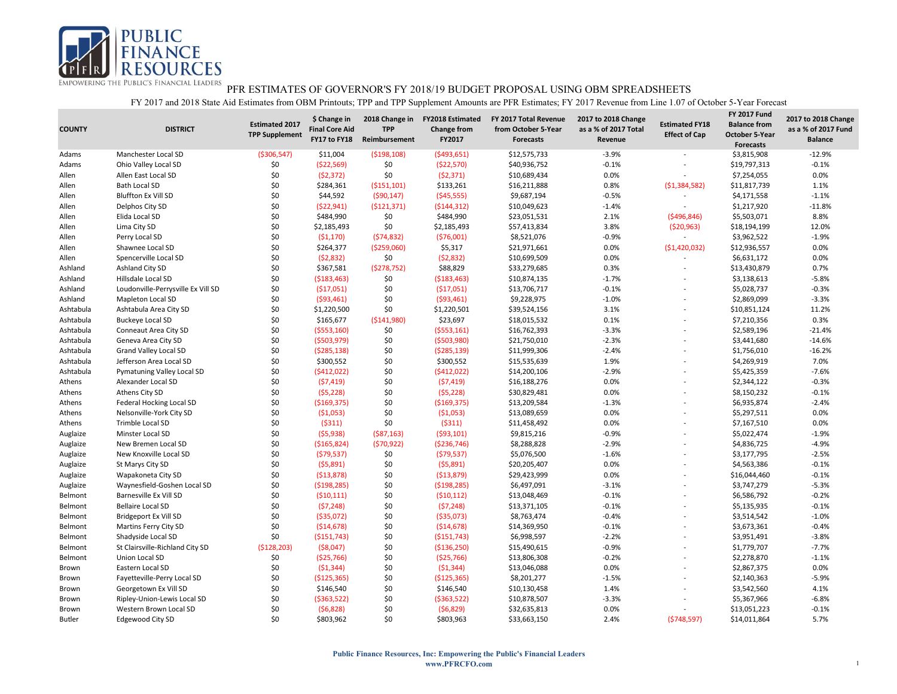# PFR ESTIMATES OF GOVERNOR'S FY 2018/19 BUDGET PROPOSAL USING OBM SPREADSHEETS

FY 2017 and 2018 State Aid Estimates from OBM Printouts; TPP and TPP Supplement Amounts are PFR Estimates; FY 2017 Revenue from Line 1.07 of October 5-Year Forecast

| COUNTY | DISTRICT | Estimated 2017 TPP Supplement | $ Change in Final Core Aid FY17 to FY18 | 2018 Change in TPP Reimbursement | FY2018 Estimated Change from FY2017 | FY 2017 Total Revenue from October 5-Year Forecasts | 2017 to 2018 Change as a % of 2017 Total Revenue | Estimated FY18 Effect of Cap | FY 2017 Fund Balance from October 5-Year Forecasts | 2017 to 2018 Change as a % of 2017 Fund Balance |
|---|---|---|---|---|---|---|---|---|---|---|
| Adams | Manchester Local SD | ($306,547) | $11,004 | ($198,108) | ($493,651) | $12,575,733 | -3.9% | - | $3,815,908 | -12.9% |
| Adams | Ohio Valley Local SD | $0 | ($22,569) | $0 | ($22,570) | $40,936,752 | -0.1% | - | $19,797,313 | -0.1% |
| Allen | Allen East Local SD | $0 | ($2,372) | $0 | ($2,371) | $10,689,434 | 0.0% | - | $7,254,055 | 0.0% |
| Allen | Bath Local SD | $0 | $284,361 | ($151,101) | $133,261 | $16,211,888 | 0.8% | ($1,384,582) | $11,817,739 | 1.1% |
| Allen | Bluffton Ex Vill SD | $0 | $44,592 | ($90,147) | ($45,555) | $9,687,194 | -0.5% | - | $4,171,558 | -1.1% |
| Allen | Delphos City SD | $0 | ($22,941) | ($121,371) | ($144,312) | $10,049,623 | -1.4% | - | $1,217,920 | -11.8% |
| Allen | Elida Local SD | $0 | $484,990 | $0 | $484,990 | $23,051,531 | 2.1% | ($496,846) | $5,503,071 | 8.8% |
| Allen | Lima City SD | $0 | $2,185,493 | $0 | $2,185,493 | $57,413,834 | 3.8% | ($20,963) | $18,194,199 | 12.0% |
| Allen | Perry Local SD | $0 | ($1,170) | ($74,832) | ($76,001) | $8,521,076 | -0.9% | - | $3,962,522 | -1.9% |
| Allen | Shawnee Local SD | $0 | $264,377 | ($259,060) | $5,317 | $21,971,661 | 0.0% | ($1,420,032) | $12,936,557 | 0.0% |
| Allen | Spencerville Local SD | $0 | ($2,832) | $0 | ($2,832) | $10,699,509 | 0.0% | - | $6,631,172 | 0.0% |
| Ashland | Ashland City SD | $0 | $367,581 | ($278,752) | $88,829 | $33,279,685 | 0.3% | - | $13,430,879 | 0.7% |
| Ashland | Hillsdale Local SD | $0 | ($183,463) | $0 | ($183,463) | $10,874,135 | -1.7% | - | $3,138,613 | -5.8% |
| Ashland | Loudonville-Perrysville Ex Vill SD | $0 | ($17,051) | $0 | ($17,051) | $13,706,717 | -0.1% | - | $5,028,737 | -0.3% |
| Ashland | Mapleton Local SD | $0 | ($93,461) | $0 | ($93,461) | $9,228,975 | -1.0% | - | $2,869,099 | -3.3% |
| Ashtabula | Ashtabula Area City SD | $0 | $1,220,500 | $0 | $1,220,501 | $39,524,156 | 3.1% | - | $10,851,124 | 11.2% |
| Ashtabula | Buckeye Local SD | $0 | $165,677 | ($141,980) | $23,697 | $18,015,532 | 0.1% | - | $7,210,356 | 0.3% |
| Ashtabula | Conneaut Area City SD | $0 | ($553,160) | $0 | ($553,161) | $16,762,393 | -3.3% | - | $2,589,196 | -21.4% |
| Ashtabula | Geneva Area City SD | $0 | ($503,979) | $0 | ($503,980) | $21,750,010 | -2.3% | - | $3,441,680 | -14.6% |
| Ashtabula | Grand Valley Local SD | $0 | ($285,138) | $0 | ($285,139) | $11,999,306 | -2.4% | - | $1,756,010 | -16.2% |
| Ashtabula | Jefferson Area Local SD | $0 | $300,552 | $0 | $300,552 | $15,535,639 | 1.9% | - | $4,269,919 | 7.0% |
| Ashtabula | Pymatuning Valley Local SD | $0 | ($412,022) | $0 | ($412,022) | $14,200,106 | -2.9% | - | $5,425,359 | -7.6% |
| Athens | Alexander Local SD | $0 | ($7,419) | $0 | ($7,419) | $16,188,276 | 0.0% | - | $2,344,122 | -0.3% |
| Athens | Athens City SD | $0 | ($5,228) | $0 | ($5,228) | $30,829,481 | 0.0% | - | $8,150,232 | -0.1% |
| Athens | Federal Hocking Local SD | $0 | ($169,375) | $0 | ($169,375) | $13,209,584 | -1.3% | - | $6,935,874 | -2.4% |
| Athens | Nelsonville-York City SD | $0 | ($1,053) | $0 | ($1,053) | $13,089,659 | 0.0% | - | $5,297,511 | 0.0% |
| Athens | Trimble Local SD | $0 | ($311) | $0 | ($311) | $11,458,492 | 0.0% | - | $7,167,510 | 0.0% |
| Auglaize | Minster Local SD | $0 | ($5,938) | ($87,163) | ($93,101) | $9,815,216 | -0.9% | - | $5,022,474 | -1.9% |
| Auglaize | New Bremen Local SD | $0 | ($165,824) | ($70,922) | ($236,746) | $8,288,828 | -2.9% | - | $4,836,725 | -4.9% |
| Auglaize | New Knoxville Local SD | $0 | ($79,537) | $0 | ($79,537) | $5,076,500 | -1.6% | - | $3,177,795 | -2.5% |
| Auglaize | St Marys City SD | $0 | ($5,891) | $0 | ($5,891) | $20,205,407 | 0.0% | - | $4,563,386 | -0.1% |
| Auglaize | Wapakoneta City SD | $0 | ($13,878) | $0 | ($13,879) | $29,423,999 | 0.0% | - | $16,044,460 | -0.1% |
| Auglaize | Waynesfield-Goshen Local SD | $0 | ($198,285) | $0 | ($198,285) | $6,497,091 | -3.1% | - | $3,747,279 | -5.3% |
| Belmont | Barnesville Ex Vill SD | $0 | ($10,111) | $0 | ($10,112) | $13,048,469 | -0.1% | - | $6,586,792 | -0.2% |
| Belmont | Bellaire Local SD | $0 | ($7,248) | $0 | ($7,248) | $13,371,105 | -0.1% | - | $5,135,935 | -0.1% |
| Belmont | Bridgeport Ex Vill SD | $0 | ($35,072) | $0 | ($35,073) | $8,763,474 | -0.4% | - | $3,514,542 | -1.0% |
| Belmont | Martins Ferry City SD | $0 | ($14,678) | $0 | ($14,678) | $14,369,950 | -0.1% | - | $3,673,361 | -0.4% |
| Belmont | Shadyside Local SD | $0 | ($151,743) | $0 | ($151,743) | $6,998,597 | -2.2% | - | $3,951,491 | -3.8% |
| Belmont | St Clairsville-Richland City SD | ($128,203) | ($8,047) | $0 | ($136,250) | $15,490,615 | -0.9% | - | $1,779,707 | -7.7% |
| Belmont | Union Local SD | $0 | ($25,766) | $0 | ($25,766) | $13,806,308 | -0.2% | - | $2,278,870 | -1.1% |
| Brown | Eastern Local SD | $0 | ($1,344) | $0 | ($1,344) | $13,046,088 | 0.0% | - | $2,867,375 | 0.0% |
| Brown | Fayetteville-Perry Local SD | $0 | ($125,365) | $0 | ($125,365) | $8,201,277 | -1.5% | - | $2,140,363 | -5.9% |
| Brown | Georgetown Ex Vill SD | $0 | $146,540 | $0 | $146,540 | $10,130,458 | 1.4% | - | $3,542,560 | 4.1% |
| Brown | Ripley-Union-Lewis Local SD | $0 | ($363,522) | $0 | ($363,522) | $10,878,507 | -3.3% | - | $5,367,966 | -6.8% |
| Brown | Western Brown Local SD | $0 | ($6,828) | $0 | ($6,829) | $32,635,813 | 0.0% | - | $13,051,223 | -0.1% |
| Butler | Edgewood City SD | $0 | $803,962 | $0 | $803,963 | $33,663,150 | 2.4% | ($748,597) | $14,011,864 | 5.7% |

**Public Finance Resources, Inc: Empowering the Public's Financial Leaders**
**www.PFRCFO.com**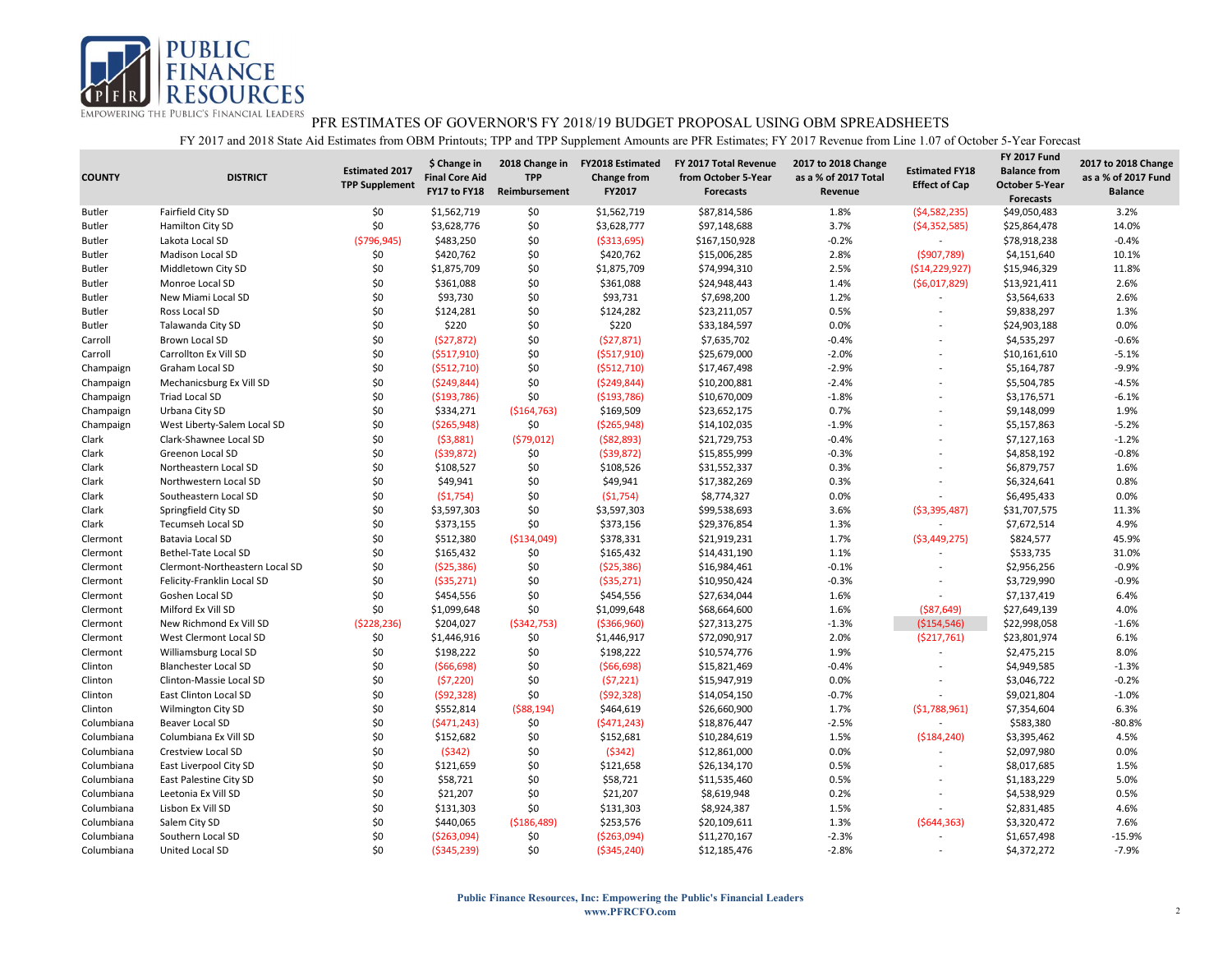PFR ESTIMATES OF GOVERNOR'S FY 2018/19 BUDGET PROPOSAL USING OBM SPREADSHEETS

FY 2017 and 2018 State Aid Estimates from OBM Printouts; TPP and TPP Supplement Amounts are PFR Estimates; FY 2017 Revenue from Line 1.07 of October 5-Year Forecast

| COUNTY | DISTRICT | Estimated 2017 TPP Supplement | $ Change in Final Core Aid FY17 to FY18 | 2018 Change in TPP Reimbursement | FY2018 Estimated Change from FY2017 | FY 2017 Total Revenue from October 5-Year Forecasts | 2017 to 2018 Change as a % of 2017 Total Revenue | Estimated FY18 Effect of Cap | FY 2017 Fund Balance from October 5-Year Forecasts | 2017 to 2018 Change as a % of 2017 Fund Balance |
|---|---|---|---|---|---|---|---|---|---|---|
| Butler | Fairfield City SD | $0 | $1,562,719 | $0 | $1,562,719 | $87,814,586 | 1.8% | ($4,582,235) | $49,050,483 | 3.2% |
| Butler | Hamilton City SD | $0 | $3,628,776 | $0 | $3,628,777 | $97,148,688 | 3.7% | ($4,352,585) | $25,864,478 | 14.0% |
| Butler | Lakota Local SD | ($796,945) | $483,250 | $0 | ($313,695) | $167,150,928 | -0.2% | - | $78,918,238 | -0.4% |
| Butler | Madison Local SD | $0 | $420,762 | $0 | $420,762 | $15,006,285 | 2.8% | ($907,789) | $4,151,640 | 10.1% |
| Butler | Middletown City SD | $0 | $1,875,709 | $0 | $1,875,709 | $74,994,310 | 2.5% | ($14,229,927) | $15,946,329 | 11.8% |
| Butler | Monroe Local SD | $0 | $361,088 | $0 | $361,088 | $24,948,443 | 1.4% | ($6,017,829) | $13,921,411 | 2.6% |
| Butler | New Miami Local SD | $0 | $93,730 | $0 | $93,731 | $7,698,200 | 1.2% | - | $3,564,633 | 2.6% |
| Butler | Ross Local SD | $0 | $124,281 | $0 | $124,282 | $23,211,057 | 0.5% | - | $9,838,297 | 1.3% |
| Butler | Talawanda City SD | $0 | $220 | $0 | $220 | $33,184,597 | 0.0% | - | $24,903,188 | 0.0% |
| Carroll | Brown Local SD | $0 | ($27,872) | $0 | ($27,871) | $7,635,702 | -0.4% | - | $4,535,297 | -0.6% |
| Carroll | Carrollton Ex Vill SD | $0 | ($517,910) | $0 | ($517,910) | $25,679,000 | -2.0% | - | $10,161,610 | -5.1% |
| Champaign | Graham Local SD | $0 | ($512,710) | $0 | ($512,710) | $17,467,498 | -2.9% | - | $5,164,787 | -9.9% |
| Champaign | Mechanicsburg Ex Vill SD | $0 | ($249,844) | $0 | ($249,844) | $10,200,881 | -2.4% | - | $5,504,785 | -4.5% |
| Champaign | Triad Local SD | $0 | ($193,786) | $0 | ($193,786) | $10,670,009 | -1.8% | - | $3,176,571 | -6.1% |
| Champaign | Urbana City SD | $0 | $334,271 | ($164,763) | $169,509 | $23,652,175 | 0.7% | - | $9,148,099 | 1.9% |
| Champaign | West Liberty-Salem Local SD | $0 | ($265,948) | $0 | ($265,948) | $14,102,035 | -1.9% | - | $5,157,863 | -5.2% |
| Clark | Clark-Shawnee Local SD | $0 | ($3,881) | ($79,012) | ($82,893) | $21,729,753 | -0.4% | - | $7,127,163 | -1.2% |
| Clark | Greenon Local SD | $0 | ($39,872) | $0 | ($39,872) | $15,855,999 | -0.3% | - | $4,858,192 | -0.8% |
| Clark | Northeastern Local SD | $0 | $108,527 | $0 | $108,526 | $31,552,337 | 0.3% | - | $6,879,757 | 1.6% |
| Clark | Northwestern Local SD | $0 | $49,941 | $0 | $49,941 | $17,382,269 | 0.3% | - | $6,324,641 | 0.8% |
| Clark | Southeastern Local SD | $0 | ($1,754) | $0 | ($1,754) | $8,774,327 | 0.0% | - | $6,495,433 | 0.0% |
| Clark | Springfield City SD | $0 | $3,597,303 | $0 | $3,597,303 | $99,538,693 | 3.6% | ($3,395,487) | $31,707,575 | 11.3% |
| Clark | Tecumseh Local SD | $0 | $373,155 | $0 | $373,156 | $29,376,854 | 1.3% | - | $7,672,514 | 4.9% |
| Clermont | Batavia Local SD | $0 | $512,380 | ($134,049) | $378,331 | $21,919,231 | 1.7% | ($3,449,275) | $824,577 | 45.9% |
| Clermont | Bethel-Tate Local SD | $0 | $165,432 | $0 | $165,432 | $14,431,190 | 1.1% | - | $533,735 | 31.0% |
| Clermont | Clermont-Northeastern Local SD | $0 | ($25,386) | $0 | ($25,386) | $16,984,461 | -0.1% | - | $2,956,256 | -0.9% |
| Clermont | Felicity-Franklin Local SD | $0 | ($35,271) | $0 | ($35,271) | $10,950,424 | -0.3% | - | $3,729,990 | -0.9% |
| Clermont | Goshen Local SD | $0 | $454,556 | $0 | $454,556 | $27,634,044 | 1.6% | - | $7,137,419 | 6.4% |
| Clermont | Milford Ex Vill SD | $0 | $1,099,648 | $0 | $1,099,648 | $68,664,600 | 1.6% | ($87,649) | $27,649,139 | 4.0% |
| Clermont | New Richmond Ex Vill SD | ($228,236) | $204,027 | ($342,753) | ($366,960) | $27,313,275 | -1.3% | ($154,546) | $22,998,058 | -1.6% |
| Clermont | West Clermont Local SD | $0 | $1,446,916 | $0 | $1,446,917 | $72,090,917 | 2.0% | ($217,761) | $23,801,974 | 6.1% |
| Clermont | Williamsburg Local SD | $0 | $198,222 | $0 | $198,222 | $10,574,776 | 1.9% | - | $2,475,215 | 8.0% |
| Clinton | Blanchester Local SD | $0 | ($66,698) | $0 | ($66,698) | $15,821,469 | -0.4% | - | $4,949,585 | -1.3% |
| Clinton | Clinton-Massie Local SD | $0 | ($7,220) | $0 | ($7,221) | $15,947,919 | 0.0% | - | $3,046,722 | -0.2% |
| Clinton | East Clinton Local SD | $0 | ($92,328) | $0 | ($92,328) | $14,054,150 | -0.7% | - | $9,021,804 | -1.0% |
| Clinton | Wilmington City SD | $0 | $552,814 | ($88,194) | $464,619 | $26,660,900 | 1.7% | ($1,788,961) | $7,354,604 | 6.3% |
| Columbiana | Beaver Local SD | $0 | ($471,243) | $0 | ($471,243) | $18,876,447 | -2.5% | - | $583,380 | -80.8% |
| Columbiana | Columbiana Ex Vill SD | $0 | $152,682 | $0 | $152,681 | $10,284,619 | 1.5% | ($184,240) | $3,395,462 | 4.5% |
| Columbiana | Crestview Local SD | $0 | ($342) | $0 | ($342) | $12,861,000 | 0.0% | - | $2,097,980 | 0.0% |
| Columbiana | East Liverpool City SD | $0 | $121,659 | $0 | $121,658 | $26,134,170 | 0.5% | - | $8,017,685 | 1.5% |
| Columbiana | East Palestine City SD | $0 | $58,721 | $0 | $58,721 | $11,535,460 | 0.5% | - | $1,183,229 | 5.0% |
| Columbiana | Leetonia Ex Vill SD | $0 | $21,207 | $0 | $21,207 | $8,619,948 | 0.2% | - | $4,538,929 | 0.5% |
| Columbiana | Lisbon Ex Vill SD | $0 | $131,303 | $0 | $131,303 | $8,924,387 | 1.5% | - | $2,831,485 | 4.6% |
| Columbiana | Salem City SD | $0 | $440,065 | ($186,489) | $253,576 | $20,109,611 | 1.3% | ($644,363) | $3,320,472 | 7.6% |
| Columbiana | Southern Local SD | $0 | ($263,094) | $0 | ($263,094) | $11,270,167 | -2.3% | - | $1,657,498 | -15.9% |
| Columbiana | United Local SD | $0 | ($345,239) | $0 | ($345,240) | $12,185,476 | -2.8% | - | $4,372,272 | -7.9% |

**Public Finance Resources, Inc: Empowering the Public's Financial Leaders**
**www.PFRCFO.com**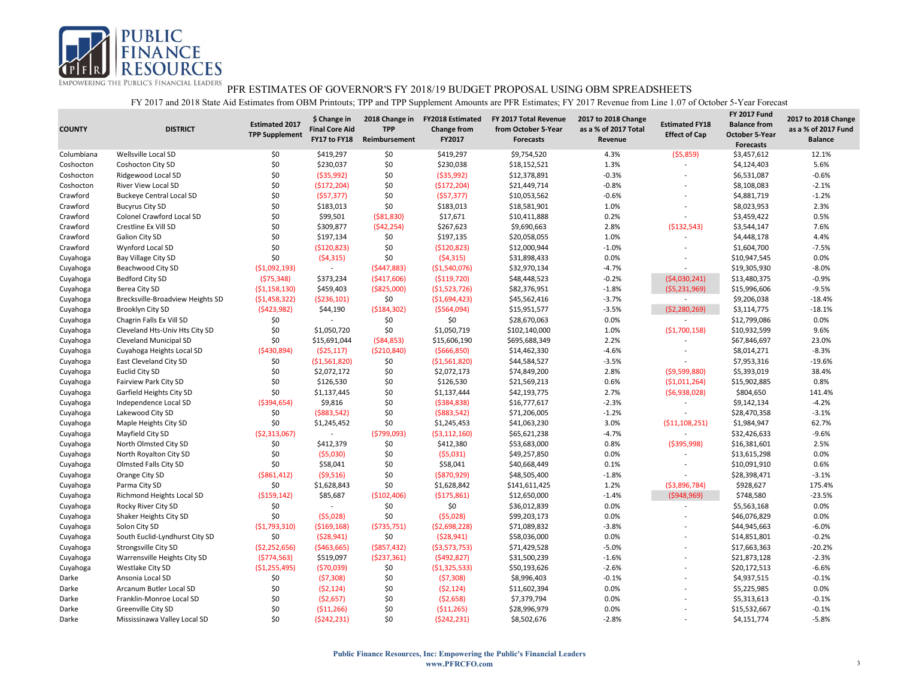# PFR ESTIMATES OF GOVERNOR'S FY 2018/19 BUDGET PROPOSAL USING OBM SPREADSHEETS

FY 2017 and 2018 State Aid Estimates from OBM Printouts; TPP and TPP Supplement Amounts are PFR Estimates; FY 2017 Revenue from Line 1.07 of October 5-Year Forecast

| COUNTY | DISTRICT | Estimated 2017 TPP Supplement | $ Change in Final Core Aid FY17 to FY18 | 2018 Change in TPP Reimbursement | FY2018 Estimated Change from FY2017 | FY 2017 Total Revenue from October 5-Year Forecasts | 2017 to 2018 Change as a % of 2017 Total Revenue | Estimated FY18 Effect of Cap | FY 2017 Fund Balance from October 5-Year Forecasts | 2017 to 2018 Change as a % of 2017 Fund Balance |
|---|---|---|---|---|---|---|---|---|---|---|
| Columbiana | Wellsville Local SD | $0 | $419,297 | $0 | $419,297 | $9,754,520 | 4.3% | ($5,859) | $3,457,612 | 12.1% |
| Coshocton | Coshocton City SD | $0 | $230,037 | $0 | $230,038 | $18,152,521 | 1.3% | - | $4,124,403 | 5.6% |
| Coshocton | Ridgewood Local SD | $0 | ($35,992) | $0 | ($35,992) | $12,378,891 | -0.3% | - | $6,531,087 | -0.6% |
| Coshocton | River View Local SD | $0 | ($172,204) | $0 | ($172,204) | $21,449,714 | -0.8% | - | $8,108,083 | -2.1% |
| Crawford | Buckeye Central Local SD | $0 | ($57,377) | $0 | ($57,377) | $10,053,562 | -0.6% | - | $4,881,719 | -1.2% |
| Crawford | Bucyrus City SD | $0 | $183,013 | $0 | $183,013 | $18,581,901 | 1.0% | - | $8,023,953 | 2.3% |
| Crawford | Colonel Crawford Local SD | $0 | $99,501 | ($81,830) | $17,671 | $10,411,888 | 0.2% | - | $3,459,422 | 0.5% |
| Crawford | Crestline Ex Vill SD | $0 | $309,877 | ($42,254) | $267,623 | $9,690,663 | 2.8% | ($132,543) | $3,544,147 | 7.6% |
| Crawford | Galion City SD | $0 | $197,134 | $0 | $197,135 | $20,058,055 | 1.0% | - | $4,448,178 | 4.4% |
| Crawford | Wynford Local SD | $0 | ($120,823) | $0 | ($120,823) | $12,000,944 | -1.0% | - | $1,604,700 | -7.5% |
| Cuyahoga | Bay Village City SD | $0 | ($4,315) | $0 | ($4,315) | $31,898,433 | 0.0% | - | $10,947,545 | 0.0% |
| Cuyahoga | Beachwood City SD | ($1,092,193) | - | ($447,883) | ($1,540,076) | $32,970,134 | -4.7% | - | $19,305,930 | -8.0% |
| Cuyahoga | Bedford City SD | ($75,348) | $373,234 | ($417,606) | ($119,720) | $48,448,523 | -0.2% | ($4,030,241) | $13,480,375 | -0.9% |
| Cuyahoga | Berea City SD | ($1,158,130) | $459,403 | ($825,000) | ($1,523,726) | $82,376,951 | -1.8% | ($5,231,969) | $15,996,606 | -9.5% |
| Cuyahoga | Brecksville-Broadview Heights SD | ($1,458,322) | ($236,101) | $0 | ($1,694,423) | $45,562,416 | -3.7% | - | $9,206,038 | -18.4% |
| Cuyahoga | Brooklyn City SD | ($423,982) | $44,190 | ($184,302) | ($564,094) | $15,951,577 | -3.5% | ($2,280,269) | $3,114,775 | -18.1% |
| Cuyahoga | Chagrin Falls Ex Vill SD | $0 | - | $0 | $0 | $28,670,063 | 0.0% | - | $12,799,086 | 0.0% |
| Cuyahoga | Cleveland Hts-Univ Hts City SD | $0 | $1,050,720 | $0 | $1,050,719 | $102,140,000 | 1.0% | ($1,700,158) | $10,932,599 | 9.6% |
| Cuyahoga | Cleveland Municipal SD | $0 | $15,691,044 | ($84,853) | $15,606,190 | $695,688,349 | 2.2% | - | $67,846,697 | 23.0% |
| Cuyahoga | Cuyahoga Heights Local SD | ($430,894) | ($25,117) | ($210,840) | ($666,850) | $14,462,330 | -4.6% | - | $8,014,271 | -8.3% |
| Cuyahoga | East Cleveland City SD | $0 | ($1,561,820) | $0 | ($1,561,820) | $44,584,527 | -3.5% | - | $7,953,316 | -19.6% |
| Cuyahoga | Euclid City SD | $0 | $2,072,172 | $0 | $2,072,173 | $74,849,200 | 2.8% | ($9,599,880) | $5,393,019 | 38.4% |
| Cuyahoga | Fairview Park City SD | $0 | $126,530 | $0 | $126,530 | $21,569,213 | 0.6% | ($1,011,264) | $15,902,885 | 0.8% |
| Cuyahoga | Garfield Heights City SD | $0 | $1,137,445 | $0 | $1,137,444 | $42,193,775 | 2.7% | ($6,938,028) | $804,650 | 141.4% |
| Cuyahoga | Independence Local SD | ($394,654) | $9,816 | $0 | ($384,838) | $16,777,617 | -2.3% | - | $9,142,134 | -4.2% |
| Cuyahoga | Lakewood City SD | $0 | ($883,542) | $0 | ($883,542) | $71,206,005 | -1.2% | - | $28,470,358 | -3.1% |
| Cuyahoga | Maple Heights City SD | $0 | $1,245,452 | $0 | $1,245,453 | $41,063,230 | 3.0% | ($11,108,251) | $1,984,947 | 62.7% |
| Cuyahoga | Mayfield City SD | ($2,313,067) | - | ($799,093) | ($3,112,160) | $65,621,238 | -4.7% | - | $32,426,633 | -9.6% |
| Cuyahoga | North Olmsted City SD | $0 | $412,379 | $0 | $412,380 | $53,683,000 | 0.8% | ($395,998) | $16,381,601 | 2.5% |
| Cuyahoga | North Royalton City SD | $0 | ($5,030) | $0 | ($5,031) | $49,257,850 | 0.0% | - | $13,615,298 | 0.0% |
| Cuyahoga | Olmsted Falls City SD | $0 | $58,041 | $0 | $58,041 | $40,668,449 | 0.1% | - | $10,091,910 | 0.6% |
| Cuyahoga | Orange City SD | ($861,412) | ($9,516) | $0 | ($870,929) | $48,505,400 | -1.8% | - | $28,398,471 | -3.1% |
| Cuyahoga | Parma City SD | $0 | $1,628,843 | $0 | $1,628,842 | $141,611,425 | 1.2% | ($3,896,784) | $928,627 | 175.4% |
| Cuyahoga | Richmond Heights Local SD | ($159,142) | $85,687 | ($102,406) | ($175,861) | $12,650,000 | -1.4% | ($948,969) | $748,580 | -23.5% |
| Cuyahoga | Rocky River City SD | $0 | - | $0 | $0 | $36,012,839 | 0.0% | - | $5,563,168 | 0.0% |
| Cuyahoga | Shaker Heights City SD | $0 | ($5,028) | $0 | ($5,028) | $99,203,173 | 0.0% | - | $46,076,829 | 0.0% |
| Cuyahoga | Solon City SD | ($1,793,310) | ($169,168) | ($735,751) | ($2,698,228) | $71,089,832 | -3.8% | - | $44,945,663 | -6.0% |
| Cuyahoga | South Euclid-Lyndhurst City SD | $0 | ($28,941) | $0 | ($28,941) | $58,036,000 | 0.0% | - | $14,851,801 | -0.2% |
| Cuyahoga | Strongsville City SD | ($2,252,656) | ($463,665) | ($857,432) | ($3,573,753) | $71,429,528 | -5.0% | - | $17,663,363 | -20.2% |
| Cuyahoga | Warrensville Heights City SD | ($774,563) | $519,097 | ($237,361) | ($492,827) | $31,500,239 | -1.6% | - | $21,873,128 | -2.3% |
| Cuyahoga | Westlake City SD | ($1,255,495) | ($70,039) | $0 | ($1,325,533) | $50,193,626 | -2.6% | - | $20,172,513 | -6.6% |
| Darke | Ansonia Local SD | $0 | ($7,308) | $0 | ($7,308) | $8,996,403 | -0.1% | - | $4,937,515 | -0.1% |
| Darke | Arcanum Butler Local SD | $0 | ($2,124) | $0 | ($2,124) | $11,602,394 | 0.0% | - | $5,225,985 | 0.0% |
| Darke | Franklin-Monroe Local SD | $0 | ($2,657) | $0 | ($2,658) | $7,379,794 | 0.0% | - | $5,313,613 | -0.1% |
| Darke | Greenville City SD | $0 | ($11,266) | $0 | ($11,265) | $28,996,979 | 0.0% | - | $15,532,667 | -0.1% |
| Darke | Mississinawa Valley Local SD | $0 | ($242,231) | $0 | ($242,231) | $8,502,676 | -2.8% | - | $4,151,774 | -5.8% |

**Public Finance Resources, Inc: Empowering the Public's Financial Leaders**
**www.PFRCFO.com**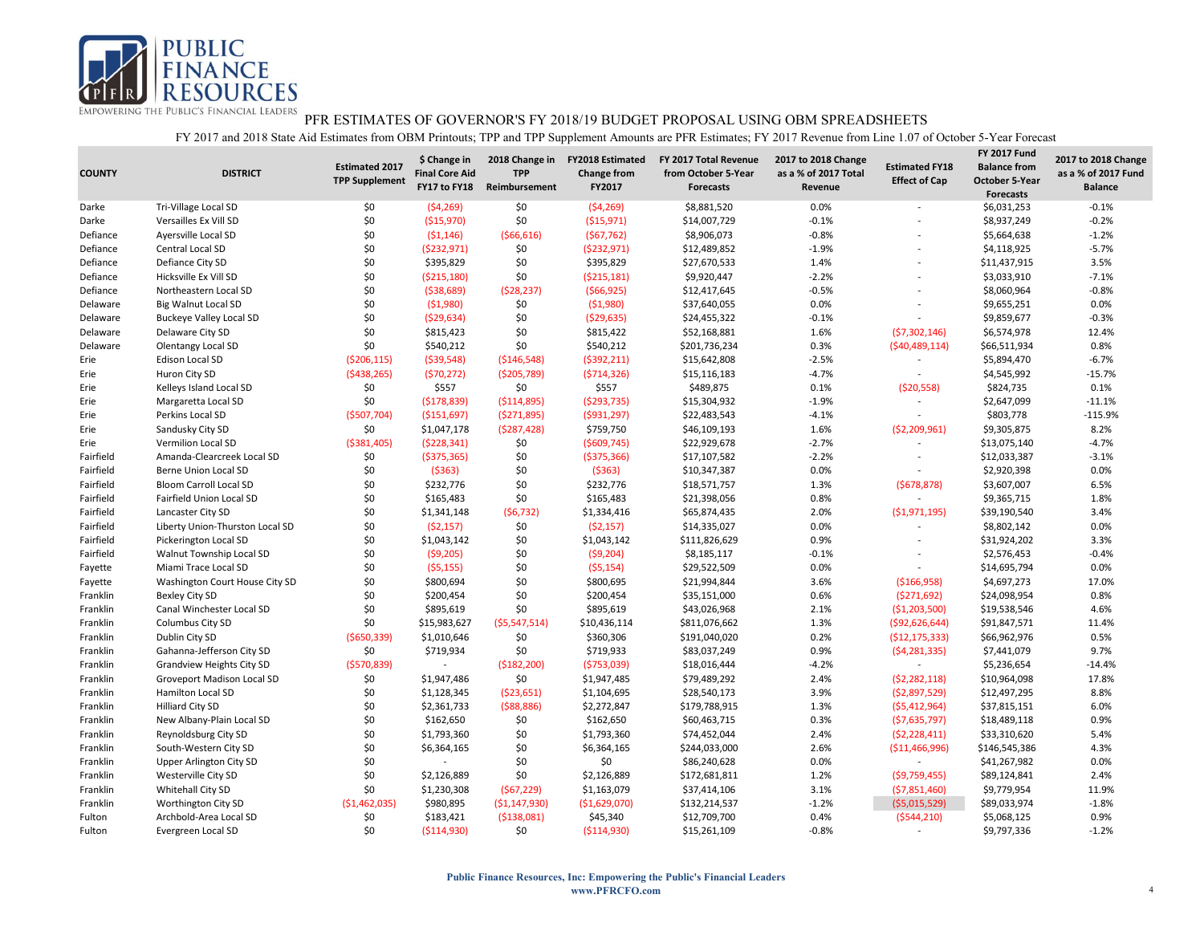PUBLIC FINANCE RESOURCES
EMPOWERING THE PUBLIC'S FINANCIAL LEADERS

# PFR ESTIMATES OF GOVERNOR'S FY 2018/19 BUDGET PROPOSAL USING OBM SPREADSHEETS

FY 2017 and 2018 State Aid Estimates from OBM Printouts; TPP and TPP Supplement Amounts are PFR Estimates; FY 2017 Revenue from Line 1.07 of October 5-Year Forecast

| COUNTY | DISTRICT | Estimated 2017 TPP Supplement | $ Change in Final Core Aid FY17 to FY18 | 2018 Change in TPP Reimbursement | FY2018 Estimated Change from FY2017 | FY 2017 Total Revenue from October 5-Year Forecasts | 2017 to 2018 Change as a % of 2017 Total Revenue | Estimated FY18 Effect of Cap | FY 2017 Fund Balance from October 5-Year Forecasts | 2017 to 2018 Change as a % of 2017 Fund Balance |
|---|---|---|---|---|---|---|---|---|---|---|
| Darke | Tri-Village Local SD | $0 | ($4,269) | $0 | ($4,269) | $8,881,520 | 0.0% | - | $6,031,253 | -0.1% |
| Darke | Versailles Ex Vill SD | $0 | ($15,970) | $0 | ($15,971) | $14,007,729 | -0.1% | - | $8,937,249 | -0.2% |
| Defiance | Ayersville Local SD | $0 | ($1,146) | ($66,616) | ($67,762) | $8,906,073 | -0.8% | - | $5,664,638 | -1.2% |
| Defiance | Central Local SD | $0 | ($232,971) | $0 | ($232,971) | $12,489,852 | -1.9% | - | $4,118,925 | -5.7% |
| Defiance | Defiance City SD | $0 | $395,829 | $0 | $395,829 | $27,670,533 | 1.4% | - | $11,437,915 | 3.5% |
| Defiance | Hicksville Ex Vill SD | $0 | ($215,180) | $0 | ($215,181) | $9,920,447 | -2.2% | - | $3,033,910 | -7.1% |
| Defiance | Northeastern Local SD | $0 | ($38,689) | ($28,237) | ($66,925) | $12,417,645 | -0.5% | - | $8,060,964 | -0.8% |
| Delaware | Big Walnut Local SD | $0 | ($1,980) | $0 | ($1,980) | $37,640,055 | 0.0% | - | $9,655,251 | 0.0% |
| Delaware | Buckeye Valley Local SD | $0 | ($29,634) | $0 | ($29,635) | $24,455,322 | -0.1% | - | $9,859,677 | -0.3% |
| Delaware | Delaware City SD | $0 | $815,423 | $0 | $815,422 | $52,168,881 | 1.6% | ($7,302,146) | $6,574,978 | 12.4% |
| Delaware | Olentangy Local SD | $0 | $540,212 | $0 | $540,212 | $201,736,234 | 0.3% | ($40,489,114) | $66,511,934 | 0.8% |
| Erie | Edison Local SD | ($206,115) | ($39,548) | ($146,548) | ($392,211) | $15,642,808 | -2.5% | - | $5,894,470 | -6.7% |
| Erie | Huron City SD | ($438,265) | ($70,272) | ($205,789) | ($714,326) | $15,116,183 | -4.7% | - | $4,545,992 | -15.7% |
| Erie | Kelleys Island Local SD | $0 | $557 | $0 | $557 | $489,875 | 0.1% | ($20,558) | $824,735 | 0.1% |
| Erie | Margaretta Local SD | $0 | ($178,839) | ($114,895) | ($293,735) | $15,304,932 | -1.9% | - | $2,647,099 | -11.1% |
| Erie | Perkins Local SD | ($507,704) | ($151,697) | ($271,895) | ($931,297) | $22,483,543 | -4.1% | - | $803,778 | -115.9% |
| Erie | Sandusky City SD | $0 | $1,047,178 | ($287,428) | $759,750 | $46,109,193 | 1.6% | ($2,209,961) | $9,305,875 | 8.2% |
| Erie | Vermilion Local SD | ($381,405) | ($228,341) | $0 | ($609,745) | $22,929,678 | -2.7% | - | $13,075,140 | -4.7% |
| Fairfield | Amanda-Clearcreek Local SD | $0 | ($375,365) | $0 | ($375,366) | $17,107,582 | -2.2% | - | $12,033,387 | -3.1% |
| Fairfield | Berne Union Local SD | $0 | ($363) | $0 | ($363) | $10,347,387 | 0.0% | - | $2,920,398 | 0.0% |
| Fairfield | Bloom Carroll Local SD | $0 | $232,776 | $0 | $232,776 | $18,571,757 | 1.3% | ($678,878) | $3,607,007 | 6.5% |
| Fairfield | Fairfield Union Local SD | $0 | $165,483 | $0 | $165,483 | $21,398,056 | 0.8% | - | $9,365,715 | 1.8% |
| Fairfield | Lancaster City SD | $0 | $1,341,148 | ($6,732) | $1,334,416 | $65,874,435 | 2.0% | ($1,971,195) | $39,190,540 | 3.4% |
| Fairfield | Liberty Union-Thurston Local SD | $0 | ($2,157) | $0 | ($2,157) | $14,335,027 | 0.0% | - | $8,802,142 | 0.0% |
| Fairfield | Pickerington Local SD | $0 | $1,043,142 | $0 | $1,043,142 | $111,826,629 | 0.9% | - | $31,924,202 | 3.3% |
| Fairfield | Walnut Township Local SD | $0 | ($9,205) | $0 | ($9,204) | $8,185,117 | -0.1% | - | $2,576,453 | -0.4% |
| Fayette | Miami Trace Local SD | $0 | ($5,155) | $0 | ($5,154) | $29,522,509 | 0.0% | - | $14,695,794 | 0.0% |
| Fayette | Washington Court House City SD | $0 | $800,694 | $0 | $800,695 | $21,994,844 | 3.6% | ($166,958) | $4,697,273 | 17.0% |
| Franklin | Bexley City SD | $0 | $200,454 | $0 | $200,454 | $35,151,000 | 0.6% | ($271,692) | $24,098,954 | 0.8% |
| Franklin | Canal Winchester Local SD | $0 | $895,619 | $0 | $895,619 | $43,026,968 | 2.1% | ($1,203,500) | $19,538,546 | 4.6% |
| Franklin | Columbus City SD | $0 | $15,983,627 | ($5,547,514) | $10,436,114 | $811,076,662 | 1.3% | ($92,626,644) | $91,847,571 | 11.4% |
| Franklin | Dublin City SD | ($650,339) | $1,010,646 | $0 | $360,306 | $191,040,020 | 0.2% | ($12,175,333) | $66,962,976 | 0.5% |
| Franklin | Gahanna-Jefferson City SD | $0 | $719,934 | $0 | $719,933 | $83,037,249 | 0.9% | ($4,281,335) | $7,441,079 | 9.7% |
| Franklin | Grandview Heights City SD | ($570,839) | - | ($182,200) | ($753,039) | $18,016,444 | -4.2% | - | $5,236,654 | -14.4% |
| Franklin | Groveport Madison Local SD | $0 | $1,947,486 | $0 | $1,947,485 | $79,489,292 | 2.4% | ($2,282,118) | $10,964,098 | 17.8% |
| Franklin | Hamilton Local SD | $0 | $1,128,345 | ($23,651) | $1,104,695 | $28,540,173 | 3.9% | ($2,897,529) | $12,497,295 | 8.8% |
| Franklin | Hilliard City SD | $0 | $2,361,733 | ($88,886) | $2,272,847 | $179,788,915 | 1.3% | ($5,412,964) | $37,815,151 | 6.0% |
| Franklin | New Albany-Plain Local SD | $0 | $162,650 | $0 | $162,650 | $60,463,715 | 0.3% | ($7,635,797) | $18,489,118 | 0.9% |
| Franklin | Reynoldsburg City SD | $0 | $1,793,360 | $0 | $1,793,360 | $74,452,044 | 2.4% | ($2,228,411) | $33,310,620 | 5.4% |
| Franklin | South-Western City SD | $0 | $6,364,165 | $0 | $6,364,165 | $244,033,000 | 2.6% | ($11,466,996) | $146,545,386 | 4.3% |
| Franklin | Upper Arlington City SD | $0 | - | $0 | $0 | $86,240,628 | 0.0% | - | $41,267,982 | 0.0% |
| Franklin | Westerville City SD | $0 | $2,126,889 | $0 | $2,126,889 | $172,681,811 | 1.2% | ($9,759,455) | $89,124,841 | 2.4% |
| Franklin | Whitehall City SD | $0 | $1,230,308 | ($67,229) | $1,163,079 | $37,414,106 | 3.1% | ($7,851,460) | $9,779,954 | 11.9% |
| Franklin | Worthington City SD | ($1,462,035) | $980,895 | ($1,147,930) | ($1,629,070) | $132,214,537 | -1.2% | ($5,015,529) | $89,033,974 | -1.8% |
| Fulton | Archbold-Area Local SD | $0 | $183,421 | ($138,081) | $45,340 | $12,709,700 | 0.4% | ($544,210) | $5,068,125 | 0.9% |
| Fulton | Evergreen Local SD | $0 | ($114,930) | $0 | ($114,930) | $15,261,109 | -0.8% | - | $9,797,336 | -1.2% |

**Public Finance Resources, Inc: Empowering the Public's Financial Leaders**
**www.PFRCFO.com**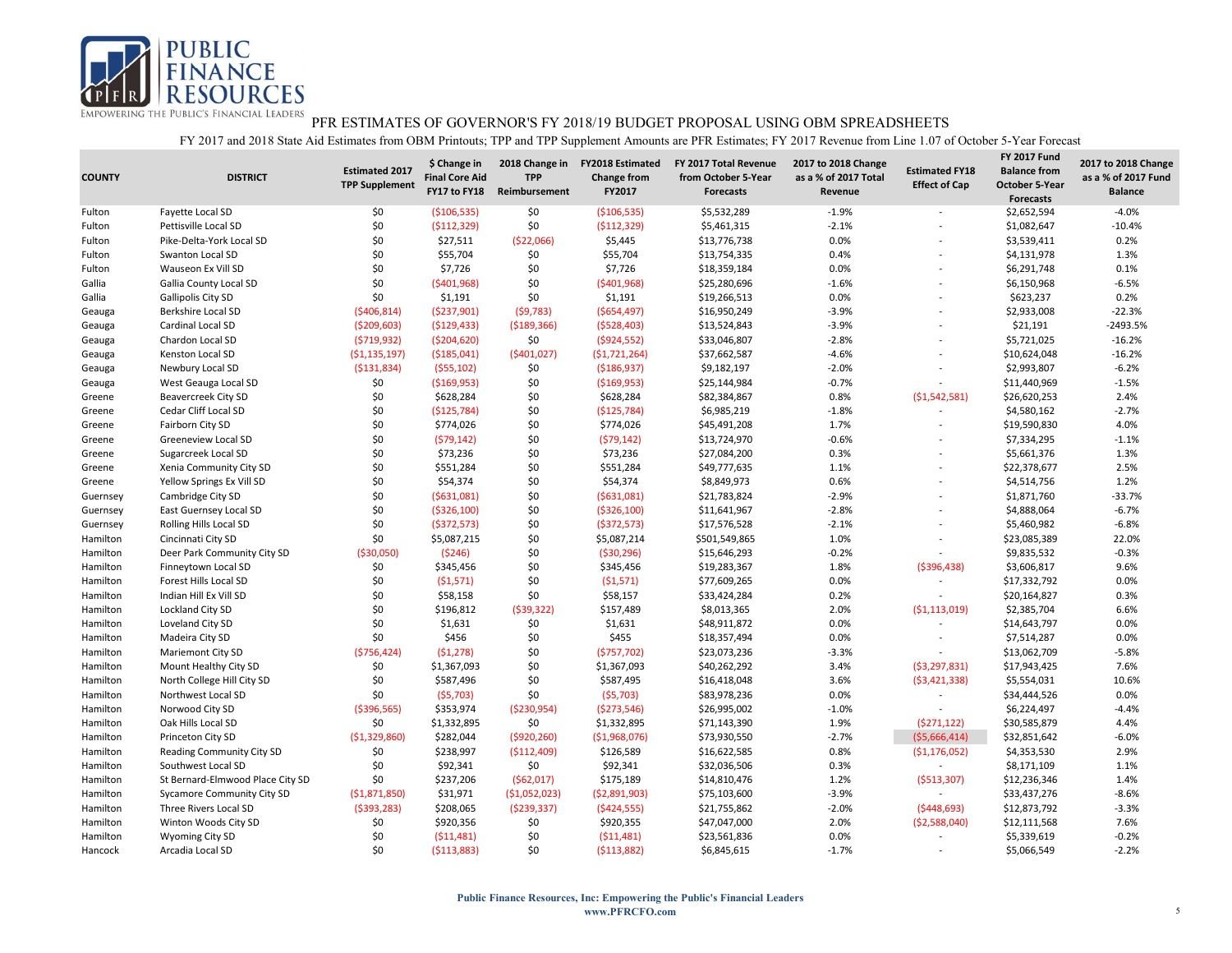# PFR ESTIMATES OF GOVERNOR'S FY 2018/19 BUDGET PROPOSAL USING OBM SPREADSHEETS

FY 2017 and 2018 State Aid Estimates from OBM Printouts; TPP and TPP Supplement Amounts are PFR Estimates; FY 2017 Revenue from Line 1.07 of October 5-Year Forecast

| COUNTY | DISTRICT | Estimated 2017 TPP Supplement | $ Change in Final Core Aid FY17 to FY18 | 2018 Change in TPP Reimbursement | FY2018 Estimated Change from FY2017 | FY 2017 Total Revenue from October 5-Year Forecasts | 2017 to 2018 Change as a % of 2017 Total Revenue | Estimated FY18 Effect of Cap | FY 2017 Fund Balance from October 5-Year Forecasts | 2017 to 2018 Change as a % of 2017 Fund Balance |
|---|---|---|---|---|---|---|---|---|---|---|
| Fulton | Fayette Local SD | $0 | ($106,535) | $0 | ($106,535) | $5,532,289 | -1.9% | - | $2,652,594 | -4.0% |
| Fulton | Pettisville Local SD | $0 | ($112,329) | $0 | ($112,329) | $5,461,315 | -2.1% | - | $1,082,647 | -10.4% |
| Fulton | Pike-Delta-York Local SD | $0 | $27,511 | ($22,066) | $5,445 | $13,776,738 | 0.0% | - | $3,539,411 | 0.2% |
| Fulton | Swanton Local SD | $0 | $55,704 | $0 | $55,704 | $13,754,335 | 0.4% | - | $4,131,978 | 1.3% |
| Fulton | Wauseon Ex Vill SD | $0 | $7,726 | $0 | $7,726 | $18,359,184 | 0.0% | - | $6,291,748 | 0.1% |
| Gallia | Gallia County Local SD | $0 | ($401,968) | $0 | ($401,968) | $25,280,696 | -1.6% | - | $6,150,968 | -6.5% |
| Gallia | Gallipolis City SD | $0 | $1,191 | $0 | $1,191 | $19,266,513 | 0.0% | - | $623,237 | 0.2% |
| Geauga | Berkshire Local SD | ($406,814) | ($237,901) | ($9,783) | ($654,497) | $16,950,249 | -3.9% | - | $2,933,008 | -22.3% |
| Geauga | Cardinal Local SD | ($209,603) | ($129,433) | ($189,366) | ($528,403) | $13,524,843 | -3.9% | - | $21,191 | -2493.5% |
| Geauga | Chardon Local SD | ($719,932) | ($204,620) | $0 | ($924,552) | $33,046,807 | -2.8% | - | $5,721,025 | -16.2% |
| Geauga | Kenston Local SD | ($1,135,197) | ($185,041) | ($401,027) | ($1,721,264) | $37,662,587 | -4.6% | - | $10,624,048 | -16.2% |
| Geauga | Newbury Local SD | ($131,834) | ($55,102) | $0 | ($186,937) | $9,182,197 | -2.0% | - | $2,993,807 | -6.2% |
| Geauga | West Geauga Local SD | $0 | ($169,953) | $0 | ($169,953) | $25,144,984 | -0.7% | - | $11,440,969 | -1.5% |
| Greene | Beavercreek City SD | $0 | $628,284 | $0 | $628,284 | $82,384,867 | 0.8% | ($1,542,581) | $26,620,253 | 2.4% |
| Greene | Cedar Cliff Local SD | $0 | ($125,784) | $0 | ($125,784) | $6,985,219 | -1.8% | - | $4,580,162 | -2.7% |
| Greene | Fairborn City SD | $0 | $774,026 | $0 | $774,026 | $45,491,208 | 1.7% | - | $19,590,830 | 4.0% |
| Greene | Greeneview Local SD | $0 | ($79,142) | $0 | ($79,142) | $13,724,970 | -0.6% | - | $7,334,295 | -1.1% |
| Greene | Sugarcreek Local SD | $0 | $73,236 | $0 | $73,236 | $27,084,200 | 0.3% | - | $5,661,376 | 1.3% |
| Greene | Xenia Community City SD | $0 | $551,284 | $0 | $551,284 | $49,777,635 | 1.1% | - | $22,378,677 | 2.5% |
| Greene | Yellow Springs Ex Vill SD | $0 | $54,374 | $0 | $54,374 | $8,849,973 | 0.6% | - | $4,514,756 | 1.2% |
| Guernsey | Cambridge City SD | $0 | ($631,081) | $0 | ($631,081) | $21,783,824 | -2.9% | - | $1,871,760 | -33.7% |
| Guernsey | East Guernsey Local SD | $0 | ($326,100) | $0 | ($326,100) | $11,641,967 | -2.8% | - | $4,888,064 | -6.7% |
| Guernsey | Rolling Hills Local SD | $0 | ($372,573) | $0 | ($372,573) | $17,576,528 | -2.1% | - | $5,460,982 | -6.8% |
| Hamilton | Cincinnati City SD | $0 | $5,087,215 | $0 | $5,087,214 | $501,549,865 | 1.0% | - | $23,085,389 | 22.0% |
| Hamilton | Deer Park Community City SD | ($30,050) | ($246) | $0 | ($30,296) | $15,646,293 | -0.2% | - | $9,835,532 | -0.3% |
| Hamilton | Finneytown Local SD | $0 | $345,456 | $0 | $345,456 | $19,283,367 | 1.8% | ($396,438) | $3,606,817 | 9.6% |
| Hamilton | Forest Hills Local SD | $0 | ($1,571) | $0 | ($1,571) | $77,609,265 | 0.0% | - | $17,332,792 | 0.0% |
| Hamilton | Indian Hill Ex Vill SD | $0 | $58,158 | $0 | $58,157 | $33,424,284 | 0.2% | - | $20,164,827 | 0.3% |
| Hamilton | Lockland City SD | $0 | $196,812 | ($39,322) | $157,489 | $8,013,365 | 2.0% | ($1,113,019) | $2,385,704 | 6.6% |
| Hamilton | Loveland City SD | $0 | $1,631 | $0 | $1,631 | $48,911,872 | 0.0% | - | $14,643,797 | 0.0% |
| Hamilton | Madeira City SD | $0 | $456 | $0 | $455 | $18,357,494 | 0.0% | - | $7,514,287 | 0.0% |
| Hamilton | Mariemont City SD | ($756,424) | ($1,278) | $0 | ($757,702) | $23,073,236 | -3.3% | - | $13,062,709 | -5.8% |
| Hamilton | Mount Healthy City SD | $0 | $1,367,093 | $0 | $1,367,093 | $40,262,292 | 3.4% | ($3,297,831) | $17,943,425 | 7.6% |
| Hamilton | North College Hill City SD | $0 | $587,496 | $0 | $587,495 | $16,418,048 | 3.6% | ($3,421,338) | $5,554,031 | 10.6% |
| Hamilton | Northwest Local SD | $0 | ($5,703) | $0 | ($5,703) | $83,978,236 | 0.0% | - | $34,444,526 | 0.0% |
| Hamilton | Norwood City SD | ($396,565) | $353,974 | ($230,954) | ($273,546) | $26,995,002 | -1.0% | - | $6,224,497 | -4.4% |
| Hamilton | Oak Hills Local SD | $0 | $1,332,895 | $0 | $1,332,895 | $71,143,390 | 1.9% | ($271,122) | $30,585,879 | 4.4% |
| Hamilton | Princeton City SD | ($1,329,860) | $282,044 | ($920,260) | ($1,968,076) | $73,930,550 | -2.7% | ($5,666,414) | $32,851,642 | -6.0% |
| Hamilton | Reading Community City SD | $0 | $238,997 | ($112,409) | $126,589 | $16,622,585 | 0.8% | ($1,176,052) | $4,353,530 | 2.9% |
| Hamilton | Southwest Local SD | $0 | $92,341 | $0 | $92,341 | $32,036,506 | 0.3% | - | $8,171,109 | 1.1% |
| Hamilton | St Bernard-Elmwood Place City SD | $0 | $237,206 | ($62,017) | $175,189 | $14,810,476 | 1.2% | ($513,307) | $12,236,346 | 1.4% |
| Hamilton | Sycamore Community City SD | ($1,871,850) | $31,971 | ($1,052,023) | ($2,891,903) | $75,103,600 | -3.9% | - | $33,437,276 | -8.6% |
| Hamilton | Three Rivers Local SD | ($393,283) | $208,065 | ($239,337) | ($424,555) | $21,755,862 | -2.0% | ($448,693) | $12,873,792 | -3.3% |
| Hamilton | Winton Woods City SD | $0 | $920,356 | $0 | $920,355 | $47,047,000 | 2.0% | ($2,588,040) | $12,111,568 | 7.6% |
| Hamilton | Wyoming City SD | $0 | ($11,481) | $0 | ($11,481) | $23,561,836 | 0.0% | - | $5,339,619 | -0.2% |
| Hancock | Arcadia Local SD | $0 | ($113,883) | $0 | ($113,882) | $6,845,615 | -1.7% | - | $5,066,549 | -2.2% |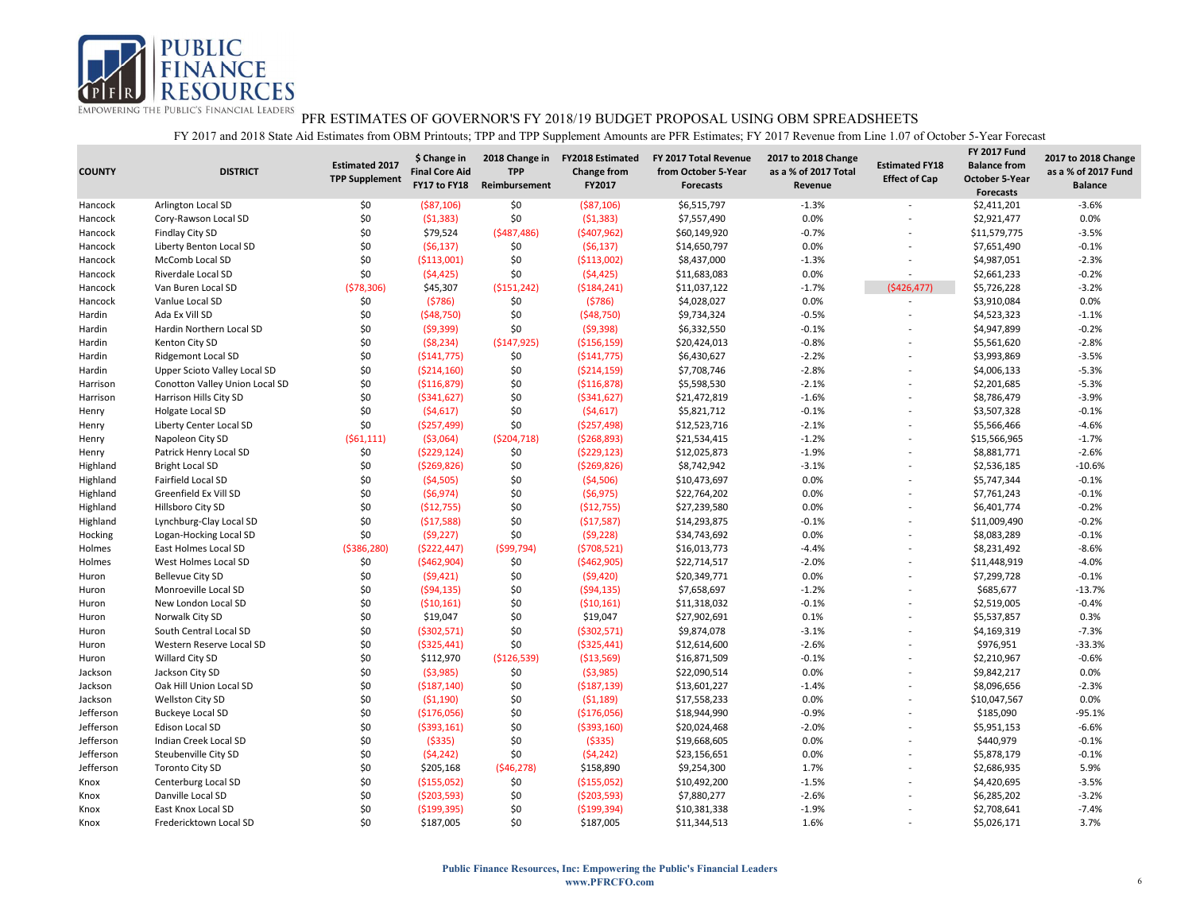PUBLIC FINANCE RESOURCES

EMPOWERING THE PUBLIC'S FINANCIAL LEADERS

# PFR ESTIMATES OF GOVERNOR'S FY 2018/19 BUDGET PROPOSAL USING OBM SPREADSHEETS

FY 2017 and 2018 State Aid Estimates from OBM Printouts; TPP and TPP Supplement Amounts are PFR Estimates; FY 2017 Revenue from Line 1.07 of October 5-Year Forecast

| COUNTY | DISTRICT | Estimated 2017 TPP Supplement | $ Change in Final Core Aid FY17 to FY18 | 2018 Change in TPP Reimbursement | FY2018 Estimated Change from FY2017 | FY 2017 Total Revenue from October 5-Year Forecasts | 2017 to 2018 Change as a % of 2017 Total Revenue | Estimated FY18 Effect of Cap | FY 2017 Fund Balance from October 5-Year Forecasts | 2017 to 2018 Change as a % of 2017 Fund Balance |
|---|---|---|---|---|---|---|---|---|---|---|
| Hancock | Arlington Local SD | $0 | ($87,106) | $0 | ($87,106) | $6,515,797 | -1.3% | - | $2,411,201 | -3.6% |
| Hancock | Cory-Rawson Local SD | $0 | ($1,383) | $0 | ($1,383) | $7,557,490 | 0.0% | - | $2,921,477 | 0.0% |
| Hancock | Findlay City SD | $0 | $79,524 | ($487,486) | ($407,962) | $60,149,920 | -0.7% | - | $11,579,775 | -3.5% |
| Hancock | Liberty Benton Local SD | $0 | ($6,137) | $0 | ($6,137) | $14,650,797 | 0.0% | - | $7,651,490 | -0.1% |
| Hancock | McComb Local SD | $0 | ($113,001) | $0 | ($113,002) | $8,437,000 | -1.3% | - | $4,987,051 | -2.3% |
| Hancock | Riverdale Local SD | $0 | ($4,425) | $0 | ($4,425) | $11,683,083 | 0.0% | - | $2,661,233 | -0.2% |
| Hancock | Van Buren Local SD | ($78,306) | $45,307 | ($151,242) | ($184,241) | $11,037,122 | -1.7% | ($426,477) | $5,726,228 | -3.2% |
| Hancock | Vanlue Local SD | $0 | ($786) | $0 | ($786) | $4,028,027 | 0.0% | - | $3,910,084 | 0.0% |
| Hardin | Ada Ex Vill SD | $0 | ($48,750) | $0 | ($48,750) | $9,734,324 | -0.5% | - | $4,523,323 | -1.1% |
| Hardin | Hardin Northern Local SD | $0 | ($9,399) | $0 | ($9,398) | $6,332,550 | -0.1% | - | $4,947,899 | -0.2% |
| Hardin | Kenton City SD | $0 | ($8,234) | ($147,925) | ($156,159) | $20,424,013 | -0.8% | - | $5,561,620 | -2.8% |
| Hardin | Ridgemont Local SD | $0 | ($141,775) | $0 | ($141,775) | $6,430,627 | -2.2% | - | $3,993,869 | -3.5% |
| Hardin | Upper Scioto Valley Local SD | $0 | ($214,160) | $0 | ($214,159) | $7,708,746 | -2.8% | - | $4,006,133 | -5.3% |
| Harrison | Conotton Valley Union Local SD | $0 | ($116,879) | $0 | ($116,878) | $5,598,530 | -2.1% | - | $2,201,685 | -5.3% |
| Harrison | Harrison Hills City SD | $0 | ($341,627) | $0 | ($341,627) | $21,472,819 | -1.6% | - | $8,786,479 | -3.9% |
| Henry | Holgate Local SD | $0 | ($4,617) | $0 | ($4,617) | $5,821,712 | -0.1% | - | $3,507,328 | -0.1% |
| Henry | Liberty Center Local SD | $0 | ($257,499) | $0 | ($257,498) | $12,523,716 | -2.1% | - | $5,566,466 | -4.6% |
| Henry | Napoleon City SD | ($61,111) | ($3,064) | ($204,718) | ($268,893) | $21,534,415 | -1.2% | - | $15,566,965 | -1.7% |
| Henry | Patrick Henry Local SD | $0 | ($229,124) | $0 | ($229,123) | $12,025,873 | -1.9% | - | $8,881,771 | -2.6% |
| Highland | Bright Local SD | $0 | ($269,826) | $0 | ($269,826) | $8,742,942 | -3.1% | - | $2,536,185 | -10.6% |
| Highland | Fairfield Local SD | $0 | ($4,505) | $0 | ($4,506) | $10,473,697 | 0.0% | - | $5,747,344 | -0.1% |
| Highland | Greenfield Ex Vill SD | $0 | ($6,974) | $0 | ($6,975) | $22,764,202 | 0.0% | - | $7,761,243 | -0.1% |
| Highland | Hillsboro City SD | $0 | ($12,755) | $0 | ($12,755) | $27,239,580 | 0.0% | - | $6,401,774 | -0.2% |
| Highland | Lynchburg-Clay Local SD | $0 | ($17,588) | $0 | ($17,587) | $14,293,875 | -0.1% | - | $11,009,490 | -0.2% |
| Hocking | Logan-Hocking Local SD | $0 | ($9,227) | $0 | ($9,228) | $34,743,692 | 0.0% | - | $8,083,289 | -0.1% |
| Holmes | East Holmes Local SD | ($386,280) | ($222,447) | ($99,794) | ($708,521) | $16,013,773 | -4.4% | - | $8,231,492 | -8.6% |
| Holmes | West Holmes Local SD | $0 | ($462,904) | $0 | ($462,905) | $22,714,517 | -2.0% | - | $11,448,919 | -4.0% |
| Huron | Bellevue City SD | $0 | ($9,421) | $0 | ($9,420) | $20,349,771 | 0.0% | - | $7,299,728 | -0.1% |
| Huron | Monroeville Local SD | $0 | ($94,135) | $0 | ($94,135) | $7,658,697 | -1.2% | - | $685,677 | -13.7% |
| Huron | New London Local SD | $0 | ($10,161) | $0 | ($10,161) | $11,318,032 | -0.1% | - | $2,519,005 | -0.4% |
| Huron | Norwalk City SD | $0 | $19,047 | $0 | $19,047 | $27,902,691 | 0.1% | - | $5,537,857 | 0.3% |
| Huron | South Central Local SD | $0 | ($302,571) | $0 | ($302,571) | $9,874,078 | -3.1% | - | $4,169,319 | -7.3% |
| Huron | Western Reserve Local SD | $0 | ($325,441) | $0 | ($325,441) | $12,614,600 | -2.6% | - | $976,951 | -33.3% |
| Huron | Willard City SD | $0 | $112,970 | ($126,539) | ($13,569) | $16,871,509 | -0.1% | - | $2,210,967 | -0.6% |
| Jackson | Jackson City SD | $0 | ($3,985) | $0 | ($3,985) | $22,090,514 | 0.0% | - | $9,842,217 | 0.0% |
| Jackson | Oak Hill Union Local SD | $0 | ($187,140) | $0 | ($187,139) | $13,601,227 | -1.4% | - | $8,096,656 | -2.3% |
| Jackson | Wellston City SD | $0 | ($1,190) | $0 | ($1,189) | $17,558,233 | 0.0% | - | $10,047,567 | 0.0% |
| Jefferson | Buckeye Local SD | $0 | ($176,056) | $0 | ($176,056) | $18,944,990 | -0.9% | - | $185,090 | -95.1% |
| Jefferson | Edison Local SD | $0 | ($393,161) | $0 | ($393,160) | $20,024,468 | -2.0% | - | $5,951,153 | -6.6% |
| Jefferson | Indian Creek Local SD | $0 | ($335) | $0 | ($335) | $19,668,605 | 0.0% | - | $440,979 | -0.1% |
| Jefferson | Steubenville City SD | $0 | ($4,242) | $0 | ($4,242) | $23,156,651 | 0.0% | - | $5,878,179 | -0.1% |
| Jefferson | Toronto City SD | $0 | $205,168 | ($46,278) | $158,890 | $9,254,300 | 1.7% | - | $2,686,935 | 5.9% |
| Knox | Centerburg Local SD | $0 | ($155,052) | $0 | ($155,052) | $10,492,200 | -1.5% | - | $4,420,695 | -3.5% |
| Knox | Danville Local SD | $0 | ($203,593) | $0 | ($203,593) | $7,880,277 | -2.6% | - | $6,285,202 | -3.2% |
| Knox | East Knox Local SD | $0 | ($199,395) | $0 | ($199,394) | $10,381,338 | -1.9% | - | $2,708,641 | -7.4% |
| Knox | Fredericktown Local SD | $0 | $187,005 | $0 | $187,005 | $11,344,513 | 1.6% | - | $5,026,171 | 3.7% |

**Public Finance Resources, Inc: Empowering the Public's Financial Leaders**
**www.PFRCFO.com**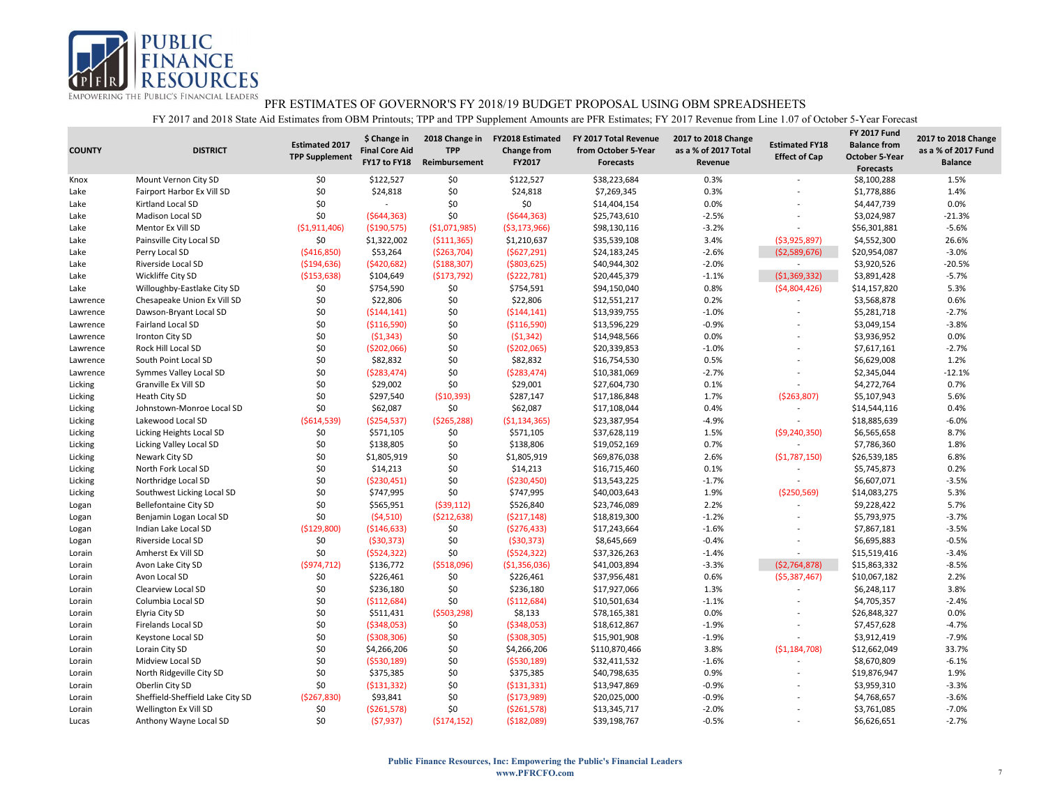# PUBLIC FINANCE RESOURCES

EMPOWERING THE PUBLIC'S FINANCIAL LEADERS

## PFR ESTIMATES OF GOVERNOR'S FY 2018/19 BUDGET PROPOSAL USING OBM SPREADSHEETS

FY 2017 and 2018 State Aid Estimates from OBM Printouts; TPP and TPP Supplement Amounts are PFR Estimates; FY 2017 Revenue from Line 1.07 of October 5-Year Forecast

| COUNTY | DISTRICT | Estimated 2017 TPP Supplement | $ Change in Final Core Aid FY17 to FY18 | 2018 Change in TPP Reimbursement | FY2018 Estimated Change from FY2017 | FY 2017 Total Revenue from October 5-Year Forecasts | 2017 to 2018 Change as a % of 2017 Total Revenue | Estimated FY18 Effect of Cap | FY 2017 Fund Balance from October 5-Year Forecasts | 2017 to 2018 Change as a % of 2017 Fund Balance |
|---|---|---|---|---|---|---|---|---|---|---|
| Knox | Mount Vernon City SD | $0 | $122,527 | $0 | $122,527 | $38,223,684 | 0.3% | - | $8,100,288 | 1.5% |
| Lake | Fairport Harbor Ex Vill SD | $0 | $24,818 | $0 | $24,818 | $7,269,345 | 0.3% | - | $1,778,886 | 1.4% |
| Lake | Kirtland Local SD | $0 | - | $0 | $0 | $14,404,154 | 0.0% | - | $4,447,739 | 0.0% |
| Lake | Madison Local SD | $0 | ($644,363) | $0 | ($644,363) | $25,743,610 | -2.5% | - | $3,024,987 | -21.3% |
| Lake | Mentor Ex Vill SD | ($1,911,406) | ($190,575) | ($1,071,985) | ($3,173,966) | $98,130,116 | -3.2% | - | $56,301,881 | -5.6% |
| Lake | Painsville City Local SD | $0 | $1,322,002 | ($111,365) | $1,210,637 | $35,539,108 | 3.4% | ($3,925,897) | $4,552,300 | 26.6% |
| Lake | Perry Local SD | ($416,850) | $53,264 | ($263,704) | ($627,291) | $24,183,245 | -2.6% | ($2,589,676) | $20,954,087 | -3.0% |
| Lake | Riverside Local SD | ($194,636) | ($420,682) | ($188,307) | ($803,625) | $40,944,302 | -2.0% | - | $3,920,526 | -20.5% |
| Lake | Wickliffe City SD | ($153,638) | $104,649 | ($173,792) | ($222,781) | $20,445,379 | -1.1% | ($1,369,332) | $3,891,428 | -5.7% |
| Lake | Willoughby-Eastlake City SD | $0 | $754,590 | $0 | $754,591 | $94,150,040 | 0.8% | ($4,804,426) | $14,157,820 | 5.3% |
| Lawrence | Chesapeake Union Ex Vill SD | $0 | $22,806 | $0 | $22,806 | $12,551,217 | 0.2% | - | $3,568,878 | 0.6% |
| Lawrence | Dawson-Bryant Local SD | $0 | ($144,141) | $0 | ($144,141) | $13,939,755 | -1.0% | - | $5,281,718 | -2.7% |
| Lawrence | Fairland Local SD | $0 | ($116,590) | $0 | ($116,590) | $13,596,229 | -0.9% | - | $3,049,154 | -3.8% |
| Lawrence | Ironton City SD | $0 | ($1,343) | $0 | ($1,342) | $14,948,566 | 0.0% | - | $3,936,952 | 0.0% |
| Lawrence | Rock Hill Local SD | $0 | ($202,066) | $0 | ($202,065) | $20,339,853 | -1.0% | - | $7,617,161 | -2.7% |
| Lawrence | South Point Local SD | $0 | $82,832 | $0 | $82,832 | $16,754,530 | 0.5% | - | $6,629,008 | 1.2% |
| Lawrence | Symmes Valley Local SD | $0 | ($283,474) | $0 | ($283,474) | $10,381,069 | -2.7% | - | $2,345,044 | -12.1% |
| Licking | Granville Ex Vill SD | $0 | $29,002 | $0 | $29,001 | $27,604,730 | 0.1% | - | $4,272,764 | 0.7% |
| Licking | Heath City SD | $0 | $297,540 | ($10,393) | $287,147 | $17,186,848 | 1.7% | ($263,807) | $5,107,943 | 5.6% |
| Licking | Johnstown-Monroe Local SD | $0 | $62,087 | $0 | $62,087 | $17,108,044 | 0.4% | - | $14,544,116 | 0.4% |
| Licking | Lakewood Local SD | ($614,539) | ($254,537) | ($265,288) | ($1,134,365) | $23,387,954 | -4.9% | - | $18,885,639 | -6.0% |
| Licking | Licking Heights Local SD | $0 | $571,105 | $0 | $571,105 | $37,628,119 | 1.5% | ($9,240,350) | $6,565,658 | 8.7% |
| Licking | Licking Valley Local SD | $0 | $138,805 | $0 | $138,806 | $19,052,169 | 0.7% | - | $7,786,360 | 1.8% |
| Licking | Newark City SD | $0 | $1,805,919 | $0 | $1,805,919 | $69,876,038 | 2.6% | ($1,787,150) | $26,539,185 | 6.8% |
| Licking | North Fork Local SD | $0 | $14,213 | $0 | $14,213 | $16,715,460 | 0.1% | - | $5,745,873 | 0.2% |
| Licking | Northridge Local SD | $0 | ($230,451) | $0 | ($230,450) | $13,543,225 | -1.7% | - | $6,607,071 | -3.5% |
| Licking | Southwest Licking Local SD | $0 | $747,995 | $0 | $747,995 | $40,003,643 | 1.9% | ($250,569) | $14,083,275 | 5.3% |
| Logan | Bellefontaine City SD | $0 | $565,951 | ($39,112) | $526,840 | $23,746,089 | 2.2% | - | $9,228,422 | 5.7% |
| Logan | Benjamin Logan Local SD | $0 | ($4,510) | ($212,638) | ($217,148) | $18,819,300 | -1.2% | - | $5,793,975 | -3.7% |
| Logan | Indian Lake Local SD | ($129,800) | ($146,633) | $0 | ($276,433) | $17,243,664 | -1.6% | - | $7,867,181 | -3.5% |
| Logan | Riverside Local SD | $0 | ($30,373) | $0 | ($30,373) | $8,645,669 | -0.4% | - | $6,695,883 | -0.5% |
| Lorain | Amherst Ex Vill SD | $0 | ($524,322) | $0 | ($524,322) | $37,326,263 | -1.4% | - | $15,519,416 | -3.4% |
| Lorain | Avon Lake City SD | ($974,712) | $136,772 | ($518,096) | ($1,356,036) | $41,003,894 | -3.3% | ($2,764,878) | $15,863,332 | -8.5% |
| Lorain | Avon Local SD | $0 | $226,461 | $0 | $226,461 | $37,956,481 | 0.6% | ($5,387,467) | $10,067,182 | 2.2% |
| Lorain | Clearview Local SD | $0 | $236,180 | $0 | $236,180 | $17,927,066 | 1.3% | - | $6,248,117 | 3.8% |
| Lorain | Columbia Local SD | $0 | ($112,684) | $0 | ($112,684) | $10,501,634 | -1.1% | - | $4,705,357 | -2.4% |
| Lorain | Elyria City SD | $0 | $511,431 | ($503,298) | $8,133 | $78,165,381 | 0.0% | - | $26,848,327 | 0.0% |
| Lorain | Firelands Local SD | $0 | ($348,053) | $0 | ($348,053) | $18,612,867 | -1.9% | - | $7,457,628 | -4.7% |
| Lorain | Keystone Local SD | $0 | ($308,306) | $0 | ($308,305) | $15,901,908 | -1.9% | - | $3,912,419 | -7.9% |
| Lorain | Lorain City SD | $0 | $4,266,206 | $0 | $4,266,206 | $110,870,466 | 3.8% | ($1,184,708) | $12,662,049 | 33.7% |
| Lorain | Midview Local SD | $0 | ($530,189) | $0 | ($530,189) | $32,411,532 | -1.6% | - | $8,670,809 | -6.1% |
| Lorain | North Ridgeville City SD | $0 | $375,385 | $0 | $375,385 | $40,798,635 | 0.9% | - | $19,876,947 | 1.9% |
| Lorain | Oberlin City SD | $0 | ($131,332) | $0 | ($131,331) | $13,947,869 | -0.9% | - | $3,959,310 | -3.3% |
| Lorain | Sheffield-Sheffield Lake City SD | ($267,830) | $93,841 | $0 | ($173,989) | $20,025,000 | -0.9% | - | $4,768,657 | -3.6% |
| Lorain | Wellington Ex Vill SD | $0 | ($261,578) | $0 | ($261,578) | $13,345,717 | -2.0% | - | $3,761,085 | -7.0% |
| Lucas | Anthony Wayne Local SD | $0 | ($7,937) | ($174,152) | ($182,089) | $39,198,767 | -0.5% | - | $6,626,651 | -2.7% |

**Public Finance Resources, Inc: Empowering the Public's Financial Leaders**
**www.PFRCFO.com**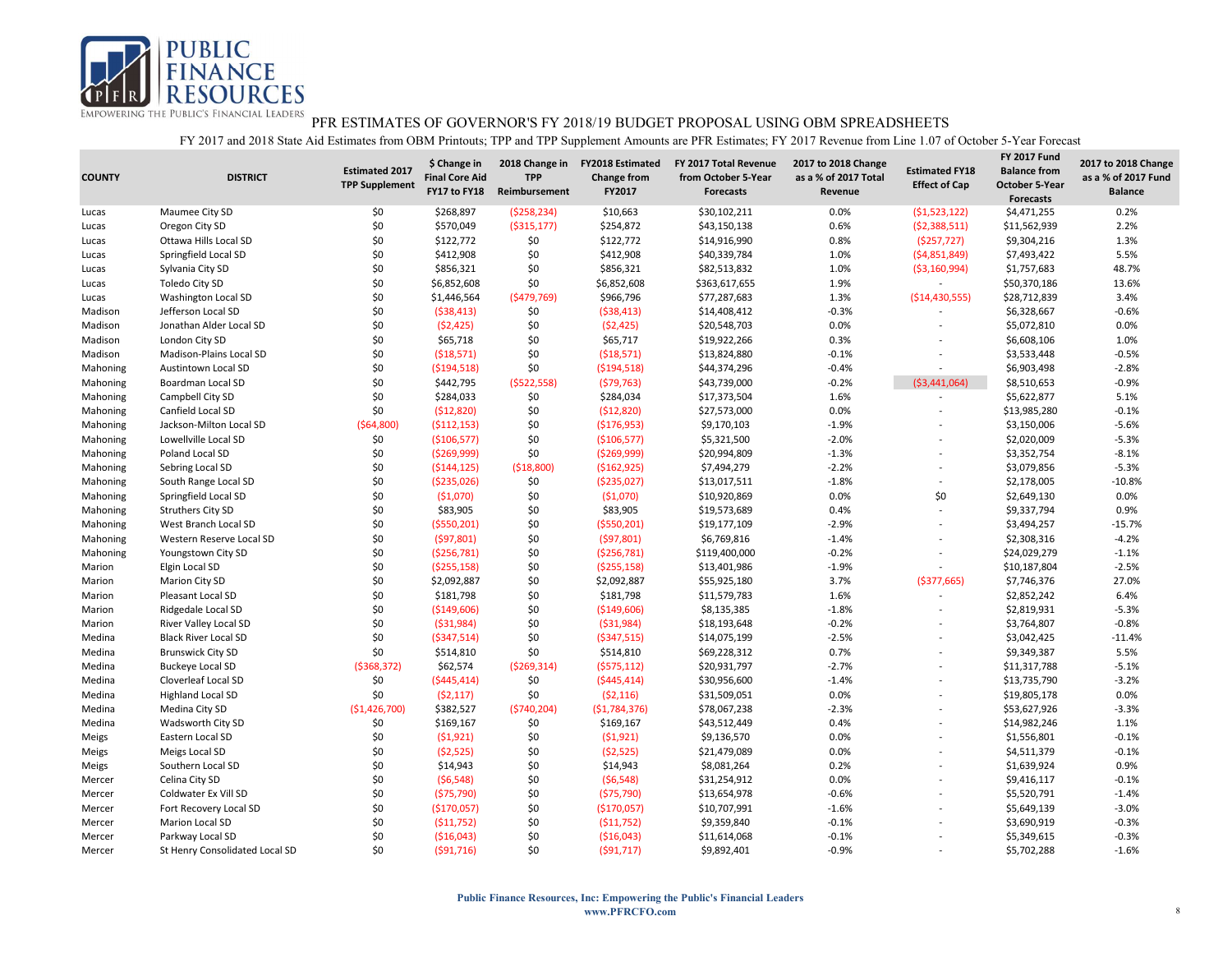PUBLIC FINANCE RESOURCES

EMPOWERING THE PUBLIC'S FINANCIAL LEADERS

# PFR ESTIMATES OF GOVERNOR'S FY 2018/19 BUDGET PROPOSAL USING OBM SPREADSHEETS

FY 2017 and 2018 State Aid Estimates from OBM Printouts; TPP and TPP Supplement Amounts are PFR Estimates; FY 2017 Revenue from Line 1.07 of October 5-Year Forecast

| COUNTY | DISTRICT | Estimated 2017 TPP Supplement | $ Change in Final Core Aid FY17 to FY18 | 2018 Change in TPP Reimbursement | FY2018 Estimated Change from FY2017 | FY 2017 Total Revenue from October 5-Year Forecasts | 2017 to 2018 Change as a % of 2017 Total Revenue | Estimated FY18 Effect of Cap | FY 2017 Fund Balance from October 5-Year Forecasts | 2017 to 2018 Change as a % of 2017 Fund Balance |
|---|---|---|---|---|---|---|---|---|---|---|
| Lucas | Maumee City SD | $0 | $268,897 | ($258,234) | $10,663 | $30,102,211 | 0.0% | ($1,523,122) | $4,471,255 | 0.2% |
| Lucas | Oregon City SD | $0 | $570,049 | ($315,177) | $254,872 | $43,150,138 | 0.6% | ($2,388,511) | $11,562,939 | 2.2% |
| Lucas | Ottawa Hills Local SD | $0 | $122,772 | $0 | $122,772 | $14,916,990 | 0.8% | ($257,727) | $9,304,216 | 1.3% |
| Lucas | Springfield Local SD | $0 | $412,908 | $0 | $412,908 | $40,339,784 | 1.0% | ($4,851,849) | $7,493,422 | 5.5% |
| Lucas | Sylvania City SD | $0 | $856,321 | $0 | $856,321 | $82,513,832 | 1.0% | ($3,160,994) | $1,757,683 | 48.7% |
| Lucas | Toledo City SD | $0 | $6,852,608 | $0 | $6,852,608 | $363,617,655 | 1.9% | - | $50,370,186 | 13.6% |
| Lucas | Washington Local SD | $0 | $1,446,564 | ($479,769) | $966,796 | $77,287,683 | 1.3% | ($14,430,555) | $28,712,839 | 3.4% |
| Madison | Jefferson Local SD | $0 | ($38,413) | $0 | ($38,413) | $14,408,412 | -0.3% | - | $6,328,667 | -0.6% |
| Madison | Jonathan Alder Local SD | $0 | ($2,425) | $0 | ($2,425) | $20,548,703 | 0.0% | - | $5,072,810 | 0.0% |
| Madison | London City SD | $0 | $65,718 | $0 | $65,717 | $19,922,266 | 0.3% | - | $6,608,106 | 1.0% |
| Madison | Madison-Plains Local SD | $0 | ($18,571) | $0 | ($18,571) | $13,824,880 | -0.1% | - | $3,533,448 | -0.5% |
| Mahoning | Austintown Local SD | $0 | ($194,518) | $0 | ($194,518) | $44,374,296 | -0.4% | - | $6,903,498 | -2.8% |
| Mahoning | Boardman Local SD | $0 | $442,795 | ($522,558) | ($79,763) | $43,739,000 | -0.2% | ($3,441,064) | $8,510,653 | -0.9% |
| Mahoning | Campbell City SD | $0 | $284,033 | $0 | $284,034 | $17,373,504 | 1.6% | - | $5,622,877 | 5.1% |
| Mahoning | Canfield Local SD | $0 | ($12,820) | $0 | ($12,820) | $27,573,000 | 0.0% | - | $13,985,280 | -0.1% |
| Mahoning | Jackson-Milton Local SD | ($64,800) | ($112,153) | $0 | ($176,953) | $9,170,103 | -1.9% | - | $3,150,006 | -5.6% |
| Mahoning | Lowellville Local SD | $0 | ($106,577) | $0 | ($106,577) | $5,321,500 | -2.0% | - | $2,020,009 | -5.3% |
| Mahoning | Poland Local SD | $0 | ($269,999) | $0 | ($269,999) | $20,994,809 | -1.3% | - | $3,352,754 | -8.1% |
| Mahoning | Sebring Local SD | $0 | ($144,125) | ($18,800) | ($162,925) | $7,494,279 | -2.2% | - | $3,079,856 | -5.3% |
| Mahoning | South Range Local SD | $0 | ($235,026) | $0 | ($235,027) | $13,017,511 | -1.8% | - | $2,178,005 | -10.8% |
| Mahoning | Springfield Local SD | $0 | ($1,070) | $0 | ($1,070) | $10,920,869 | 0.0% | $0 | $2,649,130 | 0.0% |
| Mahoning | Struthers City SD | $0 | $83,905 | $0 | $83,905 | $19,573,689 | 0.4% | - | $9,337,794 | 0.9% |
| Mahoning | West Branch Local SD | $0 | ($550,201) | $0 | ($550,201) | $19,177,109 | -2.9% | - | $3,494,257 | -15.7% |
| Mahoning | Western Reserve Local SD | $0 | ($97,801) | $0 | ($97,801) | $6,769,816 | -1.4% | - | $2,308,316 | -4.2% |
| Mahoning | Youngstown City SD | $0 | ($256,781) | $0 | ($256,781) | $119,400,000 | -0.2% | - | $24,029,279 | -1.1% |
| Marion | Elgin Local SD | $0 | ($255,158) | $0 | ($255,158) | $13,401,986 | -1.9% | - | $10,187,804 | -2.5% |
| Marion | Marion City SD | $0 | $2,092,887 | $0 | $2,092,887 | $55,925,180 | 3.7% | ($377,665) | $7,746,376 | 27.0% |
| Marion | Pleasant Local SD | $0 | $181,798 | $0 | $181,798 | $11,579,783 | 1.6% | - | $2,852,242 | 6.4% |
| Marion | Ridgedale Local SD | $0 | ($149,606) | $0 | ($149,606) | $8,135,385 | -1.8% | - | $2,819,931 | -5.3% |
| Marion | River Valley Local SD | $0 | ($31,984) | $0 | ($31,984) | $18,193,648 | -0.2% | - | $3,764,807 | -0.8% |
| Medina | Black River Local SD | $0 | ($347,514) | $0 | ($347,515) | $14,075,199 | -2.5% | - | $3,042,425 | -11.4% |
| Medina | Brunswick City SD | $0 | $514,810 | $0 | $514,810 | $69,228,312 | 0.7% | - | $9,349,387 | 5.5% |
| Medina | Buckeye Local SD | ($368,372) | $62,574 | ($269,314) | ($575,112) | $20,931,797 | -2.7% | - | $11,317,788 | -5.1% |
| Medina | Cloverleaf Local SD | $0 | ($445,414) | $0 | ($445,414) | $30,956,600 | -1.4% | - | $13,735,790 | -3.2% |
| Medina | Highland Local SD | $0 | ($2,117) | $0 | ($2,116) | $31,509,051 | 0.0% | - | $19,805,178 | 0.0% |
| Medina | Medina City SD | ($1,426,700) | $382,527 | ($740,204) | ($1,784,376) | $78,067,238 | -2.3% | - | $53,627,926 | -3.3% |
| Medina | Wadsworth City SD | $0 | $169,167 | $0 | $169,167 | $43,512,449 | 0.4% | - | $14,982,246 | 1.1% |
| Meigs | Eastern Local SD | $0 | ($1,921) | $0 | ($1,921) | $9,136,570 | 0.0% | - | $1,556,801 | -0.1% |
| Meigs | Meigs Local SD | $0 | ($2,525) | $0 | ($2,525) | $21,479,089 | 0.0% | - | $4,511,379 | -0.1% |
| Meigs | Southern Local SD | $0 | $14,943 | $0 | $14,943 | $8,081,264 | 0.2% | - | $1,639,924 | 0.9% |
| Mercer | Celina City SD | $0 | ($6,548) | $0 | ($6,548) | $31,254,912 | 0.0% | - | $9,416,117 | -0.1% |
| Mercer | Coldwater Ex Vill SD | $0 | ($75,790) | $0 | ($75,790) | $13,654,978 | -0.6% | - | $5,520,791 | -1.4% |
| Mercer | Fort Recovery Local SD | $0 | ($170,057) | $0 | ($170,057) | $10,707,991 | -1.6% | - | $5,649,139 | -3.0% |
| Mercer | Marion Local SD | $0 | ($11,752) | $0 | ($11,752) | $9,359,840 | -0.1% | - | $3,690,919 | -0.3% |
| Mercer | Parkway Local SD | $0 | ($16,043) | $0 | ($16,043) | $11,614,068 | -0.1% | - | $5,349,615 | -0.3% |
| Mercer | St Henry Consolidated Local SD | $0 | ($91,716) | $0 | ($91,717) | $9,892,401 | -0.9% | - | $5,702,288 | -1.6% |

**Public Finance Resources, Inc: Empowering the Public's Financial Leaders**
**www.PFRCFO.com**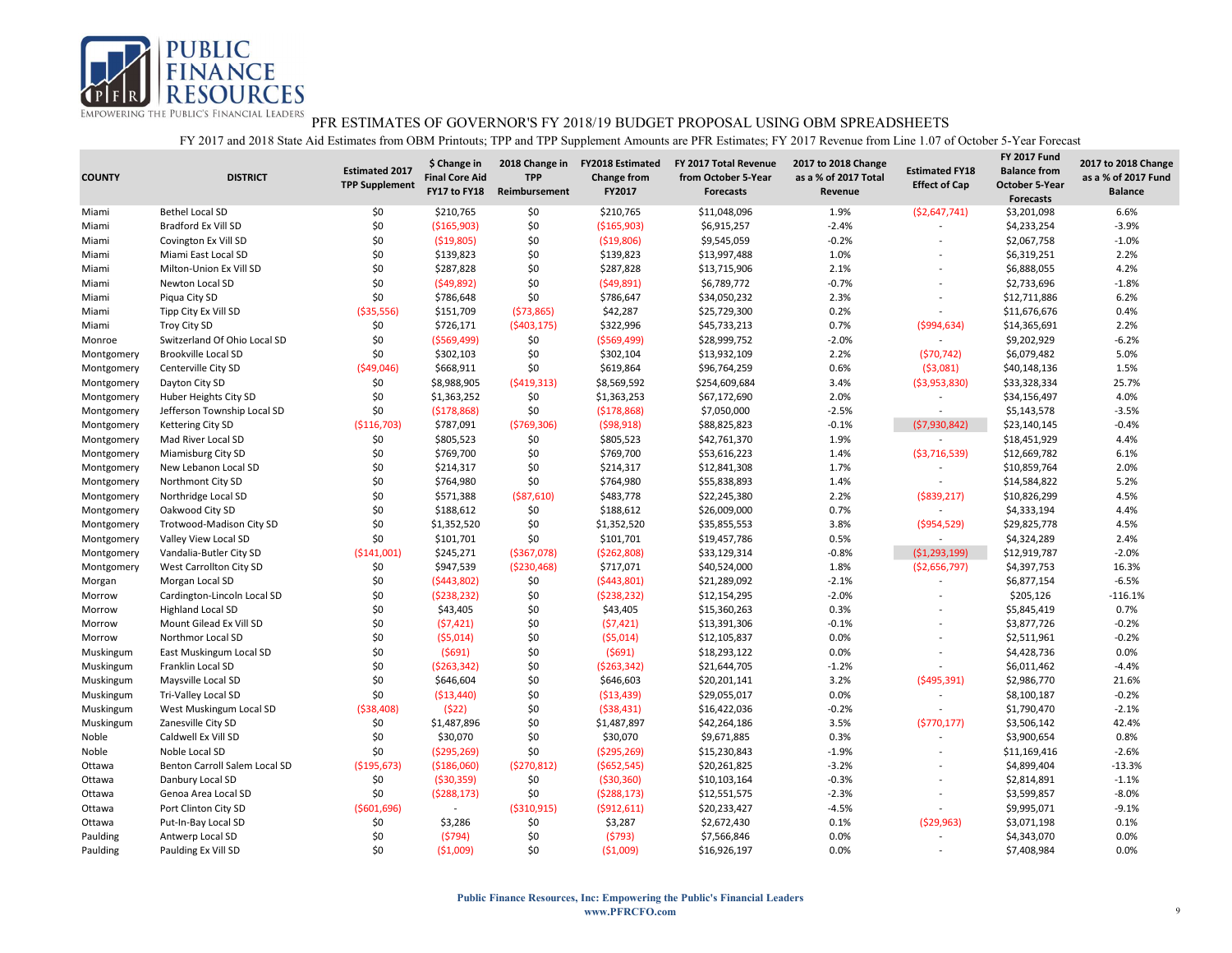PUBLIC FINANCE RESOURCES

EMPOWERING THE PUBLIC'S FINANCIAL LEADERS

# PFR ESTIMATES OF GOVERNOR'S FY 2018/19 BUDGET PROPOSAL USING OBM SPREADSHEETS

FY 2017 and 2018 State Aid Estimates from OBM Printouts; TPP and TPP Supplement Amounts are PFR Estimates; FY 2017 Revenue from Line 1.07 of October 5-Year Forecast

| COUNTY | DISTRICT | Estimated 2017 TPP Supplement | $ Change in Final Core Aid FY17 to FY18 | 2018 Change in TPP Reimbursement | FY2018 Estimated Change from FY2017 | FY 2017 Total Revenue from October 5-Year Forecasts | 2017 to 2018 Change as a % of 2017 Total Revenue | Estimated FY18 Effect of Cap | FY 2017 Fund Balance from October 5-Year Forecasts | 2017 to 2018 Change as a % of 2017 Fund Balance |
|---|---|---|---|---|---|---|---|---|---|---|
| Miami | Bethel Local SD | $0 | $210,765 | $0 | $210,765 | $11,048,096 | 1.9% | ($2,647,741) | $3,201,098 | 6.6% |
| Miami | Bradford Ex Vill SD | $0 | ($165,903) | $0 | ($165,903) | $6,915,257 | -2.4% | - | $4,233,254 | -3.9% |
| Miami | Covington Ex Vill SD | $0 | ($19,805) | $0 | ($19,806) | $9,545,059 | -0.2% | - | $2,067,758 | -1.0% |
| Miami | Miami East Local SD | $0 | $139,823 | $0 | $139,823 | $13,997,488 | 1.0% | - | $6,319,251 | 2.2% |
| Miami | Milton-Union Ex Vill SD | $0 | $287,828 | $0 | $287,828 | $13,715,906 | 2.1% | - | $6,888,055 | 4.2% |
| Miami | Newton Local SD | $0 | ($49,892) | $0 | ($49,891) | $6,789,772 | -0.7% | - | $2,733,696 | -1.8% |
| Miami | Piqua City SD | $0 | $786,648 | $0 | $786,647 | $34,050,232 | 2.3% | - | $12,711,886 | 6.2% |
| Miami | Tipp City Ex Vill SD | ($35,556) | $151,709 | ($73,865) | $42,287 | $25,729,300 | 0.2% | - | $11,676,676 | 0.4% |
| Miami | Troy City SD | $0 | $726,171 | ($403,175) | $322,996 | $45,733,213 | 0.7% | ($994,634) | $14,365,691 | 2.2% |
| Monroe | Switzerland Of Ohio Local SD | $0 | ($569,499) | $0 | ($569,499) | $28,999,752 | -2.0% | - | $9,202,929 | -6.2% |
| Montgomery | Brookville Local SD | $0 | $302,103 | $0 | $302,104 | $13,932,109 | 2.2% | ($70,742) | $6,079,482 | 5.0% |
| Montgomery | Centerville City SD | ($49,046) | $668,911 | $0 | $619,864 | $96,764,259 | 0.6% | ($3,081) | $40,148,136 | 1.5% |
| Montgomery | Dayton City SD | $0 | $8,988,905 | ($419,313) | $8,569,592 | $254,609,684 | 3.4% | ($3,953,830) | $33,328,334 | 25.7% |
| Montgomery | Huber Heights City SD | $0 | $1,363,252 | $0 | $1,363,253 | $67,172,690 | 2.0% | - | $34,156,497 | 4.0% |
| Montgomery | Jefferson Township Local SD | $0 | ($178,868) | $0 | ($178,868) | $7,050,000 | -2.5% | - | $5,143,578 | -3.5% |
| Montgomery | Kettering City SD | ($116,703) | $787,091 | ($769,306) | ($98,918) | $88,825,823 | -0.1% | ($7,930,842) | $23,140,145 | -0.4% |
| Montgomery | Mad River Local SD | $0 | $805,523 | $0 | $805,523 | $42,761,370 | 1.9% | - | $18,451,929 | 4.4% |
| Montgomery | Miamisburg City SD | $0 | $769,700 | $0 | $769,700 | $53,616,223 | 1.4% | ($3,716,539) | $12,669,782 | 6.1% |
| Montgomery | New Lebanon Local SD | $0 | $214,317 | $0 | $214,317 | $12,841,308 | 1.7% | - | $10,859,764 | 2.0% |
| Montgomery | Northmont City SD | $0 | $764,980 | $0 | $764,980 | $55,838,893 | 1.4% | - | $14,584,822 | 5.2% |
| Montgomery | Northridge Local SD | $0 | $571,388 | ($87,610) | $483,778 | $22,245,380 | 2.2% | ($839,217) | $10,826,299 | 4.5% |
| Montgomery | Oakwood City SD | $0 | $188,612 | $0 | $188,612 | $26,009,000 | 0.7% | - | $4,333,194 | 4.4% |
| Montgomery | Trotwood-Madison City SD | $0 | $1,352,520 | $0 | $1,352,520 | $35,855,553 | 3.8% | ($954,529) | $29,825,778 | 4.5% |
| Montgomery | Valley View Local SD | $0 | $101,701 | $0 | $101,701 | $19,457,786 | 0.5% | - | $4,324,289 | 2.4% |
| Montgomery | Vandalia-Butler City SD | ($141,001) | $245,271 | ($367,078) | ($262,808) | $33,129,314 | -0.8% | ($1,293,199) | $12,919,787 | -2.0% |
| Montgomery | West Carrollton City SD | $0 | $947,539 | ($230,468) | $717,071 | $40,524,000 | 1.8% | ($2,656,797) | $4,397,753 | 16.3% |
| Morgan | Morgan Local SD | $0 | ($443,802) | $0 | ($443,801) | $21,289,092 | -2.1% | - | $6,877,154 | -6.5% |
| Morrow | Cardington-Lincoln Local SD | $0 | ($238,232) | $0 | ($238,232) | $12,154,295 | -2.0% | - | $205,126 | -116.1% |
| Morrow | Highland Local SD | $0 | $43,405 | $0 | $43,405 | $15,360,263 | 0.3% | - | $5,845,419 | 0.7% |
| Morrow | Mount Gilead Ex Vill SD | $0 | ($7,421) | $0 | ($7,421) | $13,391,306 | -0.1% | - | $3,877,726 | -0.2% |
| Morrow | Northmor Local SD | $0 | ($5,014) | $0 | ($5,014) | $12,105,837 | 0.0% | - | $2,511,961 | -0.2% |
| Muskingum | East Muskingum Local SD | $0 | ($691) | $0 | ($691) | $18,293,122 | 0.0% | - | $4,428,736 | 0.0% |
| Muskingum | Franklin Local SD | $0 | ($263,342) | $0 | ($263,342) | $21,644,705 | -1.2% | - | $6,011,462 | -4.4% |
| Muskingum | Maysville Local SD | $0 | $646,604 | $0 | $646,603 | $20,201,141 | 3.2% | ($495,391) | $2,986,770 | 21.6% |
| Muskingum | Tri-Valley Local SD | $0 | ($13,440) | $0 | ($13,439) | $29,055,017 | 0.0% | - | $8,100,187 | -0.2% |
| Muskingum | West Muskingum Local SD | ($38,408) | ($22) | $0 | ($38,431) | $16,422,036 | -0.2% | - | $1,790,470 | -2.1% |
| Muskingum | Zanesville City SD | $0 | $1,487,896 | $0 | $1,487,897 | $42,264,186 | 3.5% | ($770,177) | $3,506,142 | 42.4% |
| Noble | Caldwell Ex Vill SD | $0 | $30,070 | $0 | $30,070 | $9,671,885 | 0.3% | - | $3,900,654 | 0.8% |
| Noble | Noble Local SD | $0 | ($295,269) | $0 | ($295,269) | $15,230,843 | -1.9% | - | $11,169,416 | -2.6% |
| Ottawa | Benton Carroll Salem Local SD | ($195,673) | ($186,060) | ($270,812) | ($652,545) | $20,261,825 | -3.2% | - | $4,899,404 | -13.3% |
| Ottawa | Danbury Local SD | $0 | ($30,359) | $0 | ($30,360) | $10,103,164 | -0.3% | - | $2,814,891 | -1.1% |
| Ottawa | Genoa Area Local SD | $0 | ($288,173) | $0 | ($288,173) | $12,551,575 | -2.3% | - | $3,599,857 | -8.0% |
| Ottawa | Port Clinton City SD | ($601,696) | - | ($310,915) | ($912,611) | $20,233,427 | -4.5% | - | $9,995,071 | -9.1% |
| Ottawa | Put-In-Bay Local SD | $0 | $3,286 | $0 | $3,287 | $2,672,430 | 0.1% | ($29,963) | $3,071,198 | 0.1% |
| Paulding | Antwerp Local SD | $0 | ($794) | $0 | ($793) | $7,566,846 | 0.0% | - | $4,343,070 | 0.0% |
| Paulding | Paulding Ex Vill SD | $0 | ($1,009) | $0 | ($1,009) | $16,926,197 | 0.0% | - | $7,408,984 | 0.0% |

**Public Finance Resources, Inc: Empowering the Public's Financial Leaders**
**www.PFRCFO.com**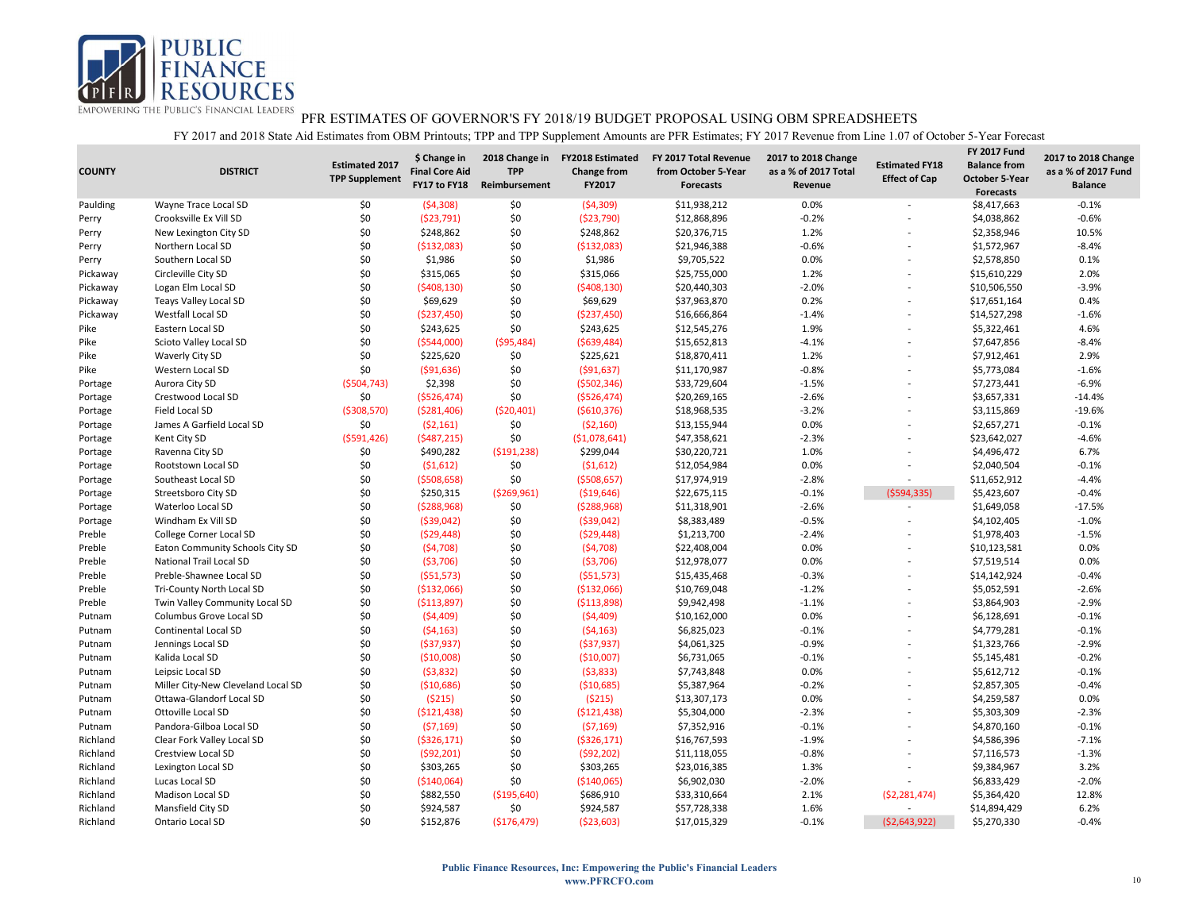PUBLIC FINANCE RESOURCES
EMPOWERING THE PUBLIC'S FINANCIAL LEADERS

# PFR ESTIMATES OF GOVERNOR'S FY 2018/19 BUDGET PROPOSAL USING OBM SPREADSHEETS

FY 2017 and 2018 State Aid Estimates from OBM Printouts; TPP and TPP Supplement Amounts are PFR Estimates; FY 2017 Revenue from Line 1.07 of October 5-Year Forecast

| COUNTY | DISTRICT | Estimated 2017 TPP Supplement | $ Change in Final Core Aid FY17 to FY18 | 2018 Change in TPP Reimbursement | FY2018 Estimated Change from FY2017 | FY 2017 Total Revenue from October 5-Year Forecasts | 2017 to 2018 Change as a % of 2017 Total Revenue | Estimated FY18 Effect of Cap | FY 2017 Fund Balance from October 5-Year Forecasts | 2017 to 2018 Change as a % of 2017 Fund Balance |
|---|---|---|---|---|---|---|---|---|---|---|
| Paulding | Wayne Trace Local SD | $0 | ($4,308) | $0 | ($4,309) | $11,938,212 | 0.0% | - | $8,417,663 | -0.1% |
| Perry | Crooksville Ex Vill SD | $0 | ($23,791) | $0 | ($23,790) | $12,868,896 | -0.2% | - | $4,038,862 | -0.6% |
| Perry | New Lexington City SD | $0 | $248,862 | $0 | $248,862 | $20,376,715 | 1.2% | - | $2,358,946 | 10.5% |
| Perry | Northern Local SD | $0 | ($132,083) | $0 | ($132,083) | $21,946,388 | -0.6% | - | $1,572,967 | -8.4% |
| Perry | Southern Local SD | $0 | $1,986 | $0 | $1,986 | $9,705,522 | 0.0% | - | $2,578,850 | 0.1% |
| Pickaway | Circleville City SD | $0 | $315,065 | $0 | $315,066 | $25,755,000 | 1.2% | - | $15,610,229 | 2.0% |
| Pickaway | Logan Elm Local SD | $0 | ($408,130) | $0 | ($408,130) | $20,440,303 | -2.0% | - | $10,506,550 | -3.9% |
| Pickaway | Teays Valley Local SD | $0 | $69,629 | $0 | $69,629 | $37,963,870 | 0.2% | - | $17,651,164 | 0.4% |
| Pickaway | Westfall Local SD | $0 | ($237,450) | $0 | ($237,450) | $16,666,864 | -1.4% | - | $14,527,298 | -1.6% |
| Pike | Eastern Local SD | $0 | $243,625 | $0 | $243,625 | $12,545,276 | 1.9% | - | $5,322,461 | 4.6% |
| Pike | Scioto Valley Local SD | $0 | ($544,000) | ($95,484) | ($639,484) | $15,652,813 | -4.1% | - | $7,647,856 | -8.4% |
| Pike | Waverly City SD | $0 | $225,620 | $0 | $225,621 | $18,870,411 | 1.2% | - | $7,912,461 | 2.9% |
| Pike | Western Local SD | $0 | ($91,636) | $0 | ($91,637) | $11,170,987 | -0.8% | - | $5,773,084 | -1.6% |
| Portage | Aurora City SD | ($504,743) | $2,398 | $0 | ($502,346) | $33,729,604 | -1.5% | - | $7,273,441 | -6.9% |
| Portage | Crestwood Local SD | $0 | ($526,474) | $0 | ($526,474) | $20,269,165 | -2.6% | - | $3,657,331 | -14.4% |
| Portage | Field Local SD | ($308,570) | ($281,406) | ($20,401) | ($610,376) | $18,968,535 | -3.2% | - | $3,115,869 | -19.6% |
| Portage | James A Garfield Local SD | $0 | ($2,161) | $0 | ($2,160) | $13,155,944 | 0.0% | - | $2,657,271 | -0.1% |
| Portage | Kent City SD | ($591,426) | ($487,215) | $0 | ($1,078,641) | $47,358,621 | -2.3% | - | $23,642,027 | -4.6% |
| Portage | Ravenna City SD | $0 | $490,282 | ($191,238) | $299,044 | $30,220,721 | 1.0% | - | $4,496,472 | 6.7% |
| Portage | Rootstown Local SD | $0 | ($1,612) | $0 | ($1,612) | $12,054,984 | 0.0% | - | $2,040,504 | -0.1% |
| Portage | Southeast Local SD | $0 | ($508,658) | $0 | ($508,657) | $17,974,919 | -2.8% | - | $11,652,912 | -4.4% |
| Portage | Streetsboro City SD | $0 | $250,315 | ($269,961) | ($19,646) | $22,675,115 | -0.1% | ($594,335) | $5,423,607 | -0.4% |
| Portage | Waterloo Local SD | $0 | ($288,968) | $0 | ($288,968) | $11,318,901 | -2.6% | - | $1,649,058 | -17.5% |
| Portage | Windham Ex Vill SD | $0 | ($39,042) | $0 | ($39,042) | $8,383,489 | -0.5% | - | $4,102,405 | -1.0% |
| Preble | College Corner Local SD | $0 | ($29,448) | $0 | ($29,448) | $1,213,700 | -2.4% | - | $1,978,403 | -1.5% |
| Preble | Eaton Community Schools City SD | $0 | ($4,708) | $0 | ($4,708) | $22,408,004 | 0.0% | - | $10,123,581 | 0.0% |
| Preble | National Trail Local SD | $0 | ($3,706) | $0 | ($3,706) | $12,978,077 | 0.0% | - | $7,519,514 | 0.0% |
| Preble | Preble-Shawnee Local SD | $0 | ($51,573) | $0 | ($51,573) | $15,435,468 | -0.3% | - | $14,142,924 | -0.4% |
| Preble | Tri-County North Local SD | $0 | ($132,066) | $0 | ($132,066) | $10,769,048 | -1.2% | - | $5,052,591 | -2.6% |
| Preble | Twin Valley Community Local SD | $0 | ($113,897) | $0 | ($113,898) | $9,942,498 | -1.1% | - | $3,864,903 | -2.9% |
| Putnam | Columbus Grove Local SD | $0 | ($4,409) | $0 | ($4,409) | $10,162,000 | 0.0% | - | $6,128,691 | -0.1% |
| Putnam | Continental Local SD | $0 | ($4,163) | $0 | ($4,163) | $6,825,023 | -0.1% | - | $4,779,281 | -0.1% |
| Putnam | Jennings Local SD | $0 | ($37,937) | $0 | ($37,937) | $4,061,325 | -0.9% | - | $1,323,766 | -2.9% |
| Putnam | Kalida Local SD | $0 | ($10,008) | $0 | ($10,007) | $6,731,065 | -0.1% | - | $5,145,481 | -0.2% |
| Putnam | Leipsic Local SD | $0 | ($3,832) | $0 | ($3,833) | $7,743,848 | 0.0% | - | $5,612,712 | -0.1% |
| Putnam | Miller City-New Cleveland Local SD | $0 | ($10,686) | $0 | ($10,685) | $5,387,964 | -0.2% | - | $2,857,305 | -0.4% |
| Putnam | Ottawa-Glandorf Local SD | $0 | ($215) | $0 | ($215) | $13,307,173 | 0.0% | - | $4,259,587 | 0.0% |
| Putnam | Ottoville Local SD | $0 | ($121,438) | $0 | ($121,438) | $5,304,000 | -2.3% | - | $5,303,309 | -2.3% |
| Putnam | Pandora-Gilboa Local SD | $0 | ($7,169) | $0 | ($7,169) | $7,352,916 | -0.1% | - | $4,870,160 | -0.1% |
| Richland | Clear Fork Valley Local SD | $0 | ($326,171) | $0 | ($326,171) | $16,767,593 | -1.9% | - | $4,586,396 | -7.1% |
| Richland | Crestview Local SD | $0 | ($92,201) | $0 | ($92,202) | $11,118,055 | -0.8% | - | $7,116,573 | -1.3% |
| Richland | Lexington Local SD | $0 | $303,265 | $0 | $303,265 | $23,016,385 | 1.3% | - | $9,384,967 | 3.2% |
| Richland | Lucas Local SD | $0 | ($140,064) | $0 | ($140,065) | $6,902,030 | -2.0% | - | $6,833,429 | -2.0% |
| Richland | Madison Local SD | $0 | $882,550 | ($195,640) | $686,910 | $33,310,664 | 2.1% | ($2,281,474) | $5,364,420 | 12.8% |
| Richland | Mansfield City SD | $0 | $924,587 | $0 | $924,587 | $57,728,338 | 1.6% | - | $14,894,429 | 6.2% |
| Richland | Ontario Local SD | $0 | $152,876 | ($176,479) | ($23,603) | $17,015,329 | -0.1% | ($2,643,922) | $5,270,330 | -0.4% |

**Public Finance Resources, Inc: Empowering the Public's Financial Leaders**
**www.PFRCFO.com**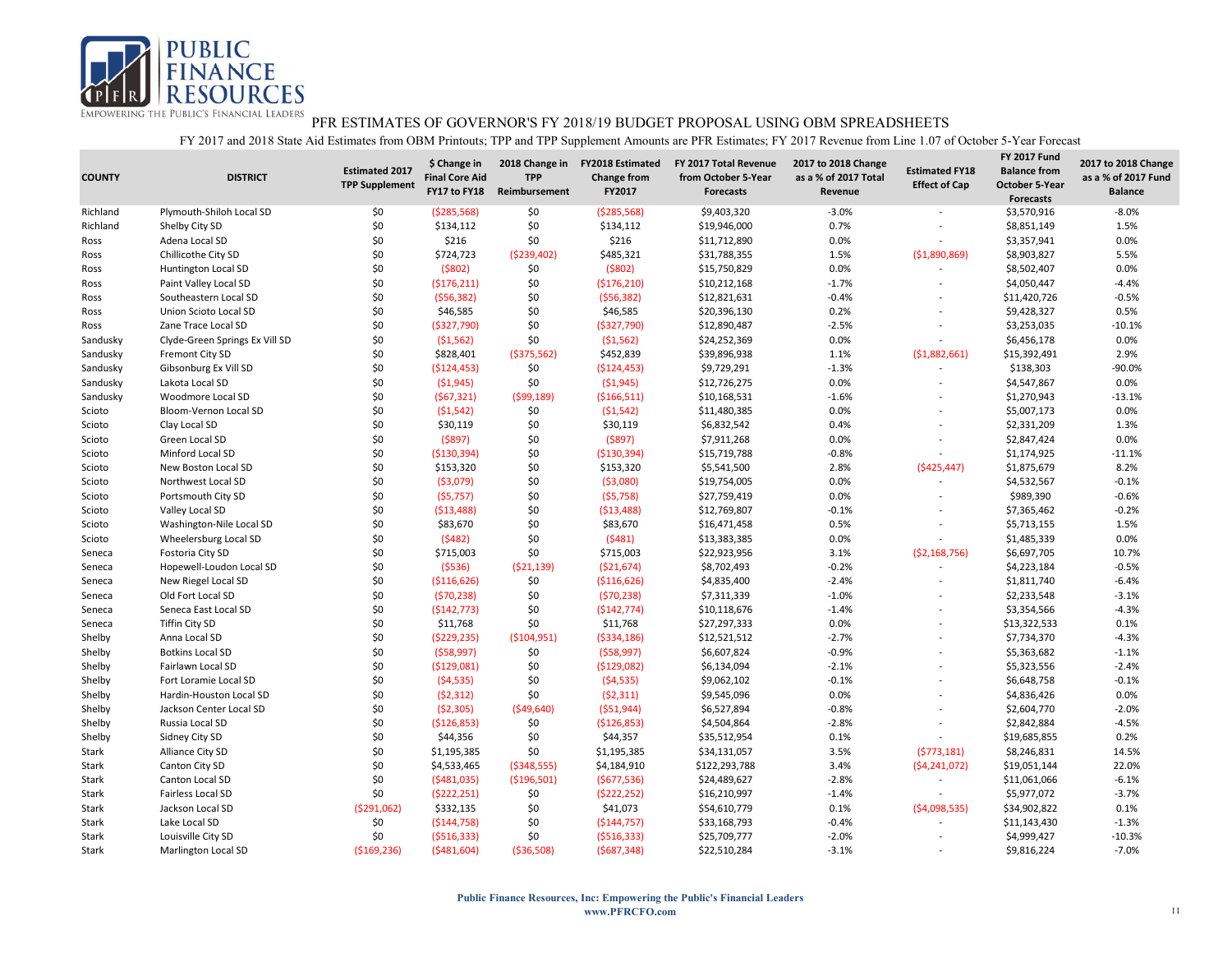# PFR ESTIMATES OF GOVERNOR'S FY 2018/19 BUDGET PROPOSAL USING OBM SPREADSHEETS

FY 2017 and 2018 State Aid Estimates from OBM Printouts; TPP and TPP Supplement Amounts are PFR Estimates; FY 2017 Revenue from Line 1.07 of October 5-Year Forecast

| COUNTY | DISTRICT | Estimated 2017 TPP Supplement | $ Change in Final Core Aid FY17 to FY18 | 2018 Change in TPP Reimbursement | FY2018 Estimated Change from FY2017 | FY 2017 Total Revenue from October 5-Year Forecasts | 2017 to 2018 Change as a % of 2017 Total Revenue | Estimated FY18 Effect of Cap | FY 2017 Fund Balance from October 5-Year Forecasts | 2017 to 2018 Change as a % of 2017 Fund Balance |
|---|---|---|---|---|---|---|---|---|---|---|
| Richland | Plymouth-Shiloh Local SD | $0 | ($285,568) | $0 | ($285,568) | $9,403,320 | -3.0% | - | $3,570,916 | -8.0% |
| Richland | Shelby City SD | $0 | $134,112 | $0 | $134,112 | $19,946,000 | 0.7% | - | $8,851,149 | 1.5% |
| Ross | Adena Local SD | $0 | $216 | $0 | $216 | $11,712,890 | 0.0% | - | $3,357,941 | 0.0% |
| Ross | Chillicothe City SD | $0 | $724,723 | ($239,402) | $485,321 | $31,788,355 | 1.5% | ($1,890,869) | $8,903,827 | 5.5% |
| Ross | Huntington Local SD | $0 | ($802) | $0 | ($802) | $15,750,829 | 0.0% | - | $8,502,407 | 0.0% |
| Ross | Paint Valley Local SD | $0 | ($176,211) | $0 | ($176,210) | $10,212,168 | -1.7% | - | $4,050,447 | -4.4% |
| Ross | Southeastern Local SD | $0 | ($56,382) | $0 | ($56,382) | $12,821,631 | -0.4% | - | $11,420,726 | -0.5% |
| Ross | Union Scioto Local SD | $0 | $46,585 | $0 | $46,585 | $20,396,130 | 0.2% | - | $9,428,327 | 0.5% |
| Ross | Zane Trace Local SD | $0 | ($327,790) | $0 | ($327,790) | $12,890,487 | -2.5% | - | $3,253,035 | -10.1% |
| Sandusky | Clyde-Green Springs Ex Vill SD | $0 | ($1,562) | $0 | ($1,562) | $24,252,369 | 0.0% | - | $6,456,178 | 0.0% |
| Sandusky | Fremont City SD | $0 | $828,401 | ($375,562) | $452,839 | $39,896,938 | 1.1% | ($1,882,661) | $15,392,491 | 2.9% |
| Sandusky | Gibsonburg Ex Vill SD | $0 | ($124,453) | $0 | ($124,453) | $9,729,291 | -1.3% | - | $138,303 | -90.0% |
| Sandusky | Lakota Local SD | $0 | ($1,945) | $0 | ($1,945) | $12,726,275 | 0.0% | - | $4,547,867 | 0.0% |
| Sandusky | Woodmore Local SD | $0 | ($67,321) | ($99,189) | ($166,511) | $10,168,531 | -1.6% | - | $1,270,943 | -13.1% |
| Scioto | Bloom-Vernon Local SD | $0 | ($1,542) | $0 | ($1,542) | $11,480,385 | 0.0% | - | $5,007,173 | 0.0% |
| Scioto | Clay Local SD | $0 | $30,119 | $0 | $30,119 | $6,832,542 | 0.4% | - | $2,331,209 | 1.3% |
| Scioto | Green Local SD | $0 | ($897) | $0 | ($897) | $7,911,268 | 0.0% | - | $2,847,424 | 0.0% |
| Scioto | Minford Local SD | $0 | ($130,394) | $0 | ($130,394) | $15,719,788 | -0.8% | - | $1,174,925 | -11.1% |
| Scioto | New Boston Local SD | $0 | $153,320 | $0 | $153,320 | $5,541,500 | 2.8% | ($425,447) | $1,875,679 | 8.2% |
| Scioto | Northwest Local SD | $0 | ($3,079) | $0 | ($3,080) | $19,754,005 | 0.0% | - | $4,532,567 | -0.1% |
| Scioto | Portsmouth City SD | $0 | ($5,757) | $0 | ($5,758) | $27,759,419 | 0.0% | - | $989,390 | -0.6% |
| Scioto | Valley Local SD | $0 | ($13,488) | $0 | ($13,488) | $12,769,807 | -0.1% | - | $7,365,462 | -0.2% |
| Scioto | Washington-Nile Local SD | $0 | $83,670 | $0 | $83,670 | $16,471,458 | 0.5% | - | $5,713,155 | 1.5% |
| Scioto | Wheelersburg Local SD | $0 | ($482) | $0 | ($481) | $13,383,385 | 0.0% | - | $1,485,339 | 0.0% |
| Seneca | Fostoria City SD | $0 | $715,003 | $0 | $715,003 | $22,923,956 | 3.1% | ($2,168,756) | $6,697,705 | 10.7% |
| Seneca | Hopewell-Loudon Local SD | $0 | ($536) | ($21,139) | ($21,674) | $8,702,493 | -0.2% | - | $4,223,184 | -0.5% |
| Seneca | New Riegel Local SD | $0 | ($116,626) | $0 | ($116,626) | $4,835,400 | -2.4% | - | $1,811,740 | -6.4% |
| Seneca | Old Fort Local SD | $0 | ($70,238) | $0 | ($70,238) | $7,311,339 | -1.0% | - | $2,233,548 | -3.1% |
| Seneca | Seneca East Local SD | $0 | ($142,773) | $0 | ($142,774) | $10,118,676 | -1.4% | - | $3,354,566 | -4.3% |
| Seneca | Tiffin City SD | $0 | $11,768 | $0 | $11,768 | $27,297,333 | 0.0% | - | $13,322,533 | 0.1% |
| Shelby | Anna Local SD | $0 | ($229,235) | ($104,951) | ($334,186) | $12,521,512 | -2.7% | - | $7,734,370 | -4.3% |
| Shelby | Botkins Local SD | $0 | ($58,997) | $0 | ($58,997) | $6,607,824 | -0.9% | - | $5,363,682 | -1.1% |
| Shelby | Fairlawn Local SD | $0 | ($129,081) | $0 | ($129,082) | $6,134,094 | -2.1% | - | $5,323,556 | -2.4% |
| Shelby | Fort Loramie Local SD | $0 | ($4,535) | $0 | ($4,535) | $9,062,102 | -0.1% | - | $6,648,758 | -0.1% |
| Shelby | Hardin-Houston Local SD | $0 | ($2,312) | $0 | ($2,311) | $9,545,096 | 0.0% | - | $4,836,426 | 0.0% |
| Shelby | Jackson Center Local SD | $0 | ($2,305) | ($49,640) | ($51,944) | $6,527,894 | -0.8% | - | $2,604,770 | -2.0% |
| Shelby | Russia Local SD | $0 | ($126,853) | $0 | ($126,853) | $4,504,864 | -2.8% | - | $2,842,884 | -4.5% |
| Shelby | Sidney City SD | $0 | $44,356 | $0 | $44,357 | $35,512,954 | 0.1% | - | $19,685,855 | 0.2% |
| Stark | Alliance City SD | $0 | $1,195,385 | $0 | $1,195,385 | $34,131,057 | 3.5% | ($773,181) | $8,246,831 | 14.5% |
| Stark | Canton City SD | $0 | $4,533,465 | ($348,555) | $4,184,910 | $122,293,788 | 3.4% | ($4,241,072) | $19,051,144 | 22.0% |
| Stark | Canton Local SD | $0 | ($481,035) | ($196,501) | ($677,536) | $24,489,627 | -2.8% | - | $11,061,066 | -6.1% |
| Stark | Fairless Local SD | $0 | ($222,251) | $0 | ($222,252) | $16,210,997 | -1.4% | - | $5,977,072 | -3.7% |
| Stark | Jackson Local SD | ($291,062) | $332,135 | $0 | $41,073 | $54,610,779 | 0.1% | ($4,098,535) | $34,902,822 | 0.1% |
| Stark | Lake Local SD | $0 | ($144,758) | $0 | ($144,757) | $33,168,793 | -0.4% | - | $11,143,430 | -1.3% |
| Stark | Louisville City SD | $0 | ($516,333) | $0 | ($516,333) | $25,709,777 | -2.0% | - | $4,999,427 | -10.3% |
| Stark | Marlington Local SD | ($169,236) | ($481,604) | ($36,508) | ($687,348) | $22,510,284 | -3.1% | - | $9,816,224 | -7.0% |

**Public Finance Resources, Inc: Empowering the Public's Financial Leaders**
**www.PFRCFO.com**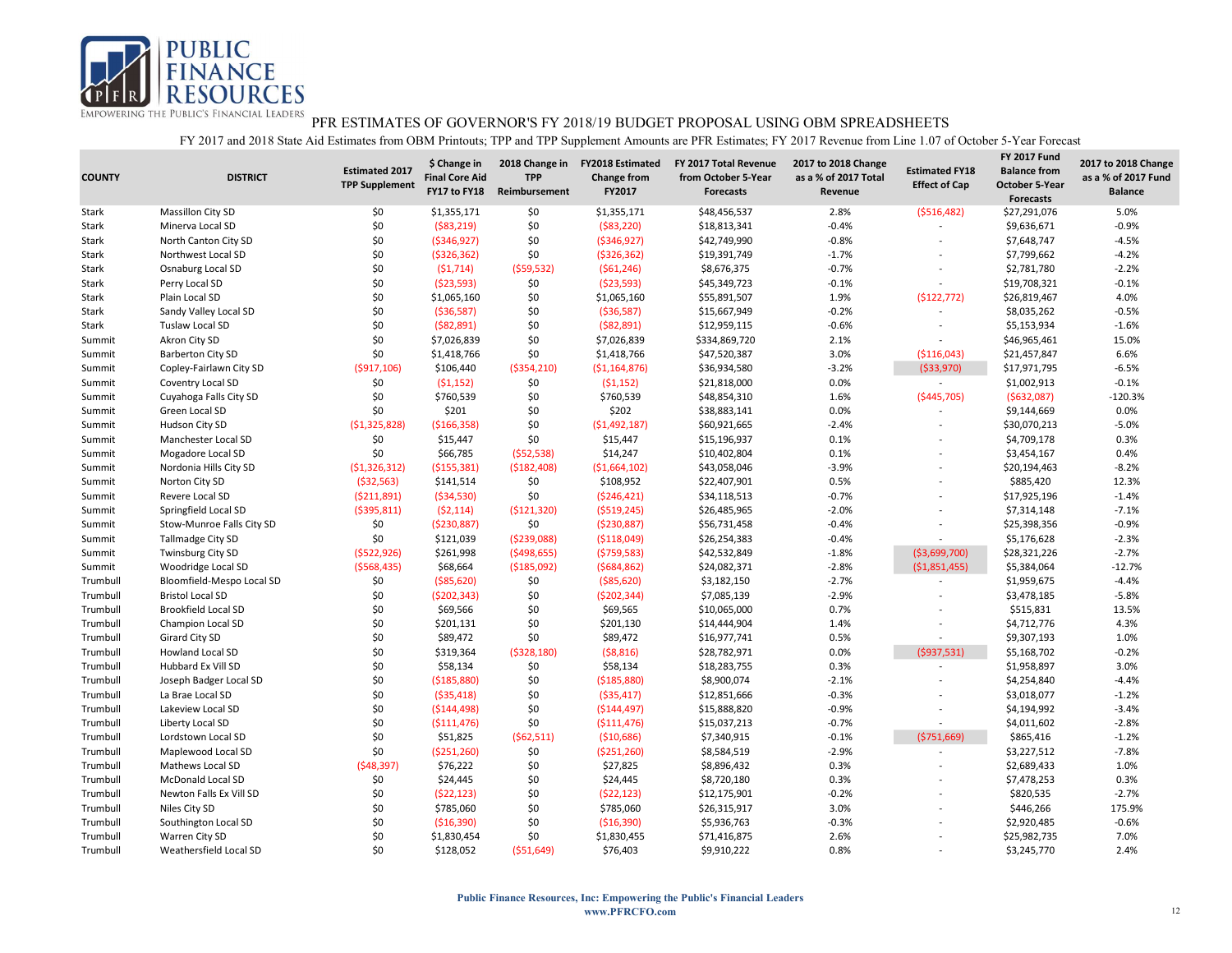# PFR ESTIMATES OF GOVERNOR'S FY 2018/19 BUDGET PROPOSAL USING OBM SPREADSHEETS

FY 2017 and 2018 State Aid Estimates from OBM Printouts; TPP and TPP Supplement Amounts are PFR Estimates; FY 2017 Revenue from Line 1.07 of October 5-Year Forecast

| COUNTY | DISTRICT | Estimated 2017 TPP Supplement | $ Change in Final Core Aid FY17 to FY18 | 2018 Change in TPP Reimbursement | FY2018 Estimated Change from FY2017 | FY 2017 Total Revenue from October 5-Year Forecasts | 2017 to 2018 Change as a % of 2017 Total Revenue | Estimated FY18 Effect of Cap | FY 2017 Fund Balance from October 5-Year Forecasts | 2017 to 2018 Change as a % of 2017 Fund Balance |
|---|---|---|---|---|---|---|---|---|---|---|
| Stark | Massillon City SD | $0 | $1,355,171 | $0 | $1,355,171 | $48,456,537 | 2.8% | ($516,482) | $27,291,076 | 5.0% |
| Stark | Minerva Local SD | $0 | ($83,219) | $0 | ($83,220) | $18,813,341 | -0.4% | - | $9,636,671 | -0.9% |
| Stark | North Canton City SD | $0 | ($346,927) | $0 | ($346,927) | $42,749,990 | -0.8% | - | $7,648,747 | -4.5% |
| Stark | Northwest Local SD | $0 | ($326,362) | $0 | ($326,362) | $19,391,749 | -1.7% | - | $7,799,662 | -4.2% |
| Stark | Osnaburg Local SD | $0 | ($1,714) | ($59,532) | ($61,246) | $8,676,375 | -0.7% | - | $2,781,780 | -2.2% |
| Stark | Perry Local SD | $0 | ($23,593) | $0 | ($23,593) | $45,349,723 | -0.1% | - | $19,708,321 | -0.1% |
| Stark | Plain Local SD | $0 | $1,065,160 | $0 | $1,065,160 | $55,891,507 | 1.9% | ($122,772) | $26,819,467 | 4.0% |
| Stark | Sandy Valley Local SD | $0 | ($36,587) | $0 | ($36,587) | $15,667,949 | -0.2% | - | $8,035,262 | -0.5% |
| Stark | Tuslaw Local SD | $0 | ($82,891) | $0 | ($82,891) | $12,959,115 | -0.6% | - | $5,153,934 | -1.6% |
| Summit | Akron City SD | $0 | $7,026,839 | $0 | $7,026,839 | $334,869,720 | 2.1% | - | $46,965,461 | 15.0% |
| Summit | Barberton City SD | $0 | $1,418,766 | $0 | $1,418,766 | $47,520,387 | 3.0% | ($116,043) | $21,457,847 | 6.6% |
| Summit | Copley-Fairlawn City SD | ($917,106) | $106,440 | ($354,210) | ($1,164,876) | $36,934,580 | -3.2% | ($33,970) | $17,971,795 | -6.5% |
| Summit | Coventry Local SD | $0 | ($1,152) | $0 | ($1,152) | $21,818,000 | 0.0% | - | $1,002,913 | -0.1% |
| Summit | Cuyahoga Falls City SD | $0 | $760,539 | $0 | $760,539 | $48,854,310 | 1.6% | ($445,705) | ($632,087) | -120.3% |
| Summit | Green Local SD | $0 | $201 | $0 | $202 | $38,883,141 | 0.0% | - | $9,144,669 | 0.0% |
| Summit | Hudson City SD | ($1,325,828) | ($166,358) | $0 | ($1,492,187) | $60,921,665 | -2.4% | - | $30,070,213 | -5.0% |
| Summit | Manchester Local SD | $0 | $15,447 | $0 | $15,447 | $15,196,937 | 0.1% | - | $4,709,178 | 0.3% |
| Summit | Mogadore Local SD | $0 | $66,785 | ($52,538) | $14,247 | $10,402,804 | 0.1% | - | $3,454,167 | 0.4% |
| Summit | Nordonia Hills City SD | ($1,326,312) | ($155,381) | ($182,408) | ($1,664,102) | $43,058,046 | -3.9% | - | $20,194,463 | -8.2% |
| Summit | Norton City SD | ($32,563) | $141,514 | $0 | $108,952 | $22,407,901 | 0.5% | - | $885,420 | 12.3% |
| Summit | Revere Local SD | ($211,891) | ($34,530) | $0 | ($246,421) | $34,118,513 | -0.7% | - | $17,925,196 | -1.4% |
| Summit | Springfield Local SD | ($395,811) | ($2,114) | ($121,320) | ($519,245) | $26,485,965 | -2.0% | - | $7,314,148 | -7.1% |
| Summit | Stow-Munroe Falls City SD | $0 | ($230,887) | $0 | ($230,887) | $56,731,458 | -0.4% | - | $25,398,356 | -0.9% |
| Summit | Tallmadge City SD | $0 | $121,039 | ($239,088) | ($118,049) | $26,254,383 | -0.4% | - | $5,176,628 | -2.3% |
| Summit | Twinsburg City SD | ($522,926) | $261,998 | ($498,655) | ($759,583) | $42,532,849 | -1.8% | ($3,699,700) | $28,321,226 | -2.7% |
| Summit | Woodridge Local SD | ($568,435) | $68,664 | ($185,092) | ($684,862) | $24,082,371 | -2.8% | ($1,851,455) | $5,384,064 | -12.7% |
| Trumbull | Bloomfield-Mespo Local SD | $0 | ($85,620) | $0 | ($85,620) | $3,182,150 | -2.7% | - | $1,959,675 | -4.4% |
| Trumbull | Bristol Local SD | $0 | ($202,343) | $0 | ($202,344) | $7,085,139 | -2.9% | - | $3,478,185 | -5.8% |
| Trumbull | Brookfield Local SD | $0 | $69,566 | $0 | $69,565 | $10,065,000 | 0.7% | - | $515,831 | 13.5% |
| Trumbull | Champion Local SD | $0 | $201,131 | $0 | $201,130 | $14,444,904 | 1.4% | - | $4,712,776 | 4.3% |
| Trumbull | Girard City SD | $0 | $89,472 | $0 | $89,472 | $16,977,741 | 0.5% | - | $9,307,193 | 1.0% |
| Trumbull | Howland Local SD | $0 | $319,364 | ($328,180) | ($8,816) | $28,782,971 | 0.0% | ($937,531) | $5,168,702 | -0.2% |
| Trumbull | Hubbard Ex Vill SD | $0 | $58,134 | $0 | $58,134 | $18,283,755 | 0.3% | - | $1,958,897 | 3.0% |
| Trumbull | Joseph Badger Local SD | $0 | ($185,880) | $0 | ($185,880) | $8,900,074 | -2.1% | - | $4,254,840 | -4.4% |
| Trumbull | La Brae Local SD | $0 | ($35,418) | $0 | ($35,417) | $12,851,666 | -0.3% | - | $3,018,077 | -1.2% |
| Trumbull | Lakeview Local SD | $0 | ($144,498) | $0 | ($144,497) | $15,888,820 | -0.9% | - | $4,194,992 | -3.4% |
| Trumbull | Liberty Local SD | $0 | ($111,476) | $0 | ($111,476) | $15,037,213 | -0.7% | - | $4,011,602 | -2.8% |
| Trumbull | Lordstown Local SD | $0 | $51,825 | ($62,511) | ($10,686) | $7,340,915 | -0.1% | ($751,669) | $865,416 | -1.2% |
| Trumbull | Maplewood Local SD | $0 | ($251,260) | $0 | ($251,260) | $8,584,519 | -2.9% | - | $3,227,512 | -7.8% |
| Trumbull | Mathews Local SD | ($48,397) | $76,222 | $0 | $27,825 | $8,896,432 | 0.3% | - | $2,689,433 | 1.0% |
| Trumbull | McDonald Local SD | $0 | $24,445 | $0 | $24,445 | $8,720,180 | 0.3% | - | $7,478,253 | 0.3% |
| Trumbull | Newton Falls Ex Vill SD | $0 | ($22,123) | $0 | ($22,123) | $12,175,901 | -0.2% | - | $820,535 | -2.7% |
| Trumbull | Niles City SD | $0 | $785,060 | $0 | $785,060 | $26,315,917 | 3.0% | - | $446,266 | 175.9% |
| Trumbull | Southington Local SD | $0 | ($16,390) | $0 | ($16,390) | $5,936,763 | -0.3% | - | $2,920,485 | -0.6% |
| Trumbull | Warren City SD | $0 | $1,830,454 | $0 | $1,830,455 | $71,416,875 | 2.6% | - | $25,982,735 | 7.0% |
| Trumbull | Weathersfield Local SD | $0 | $128,052 | ($51,649) | $76,403 | $9,910,222 | 0.8% | - | $3,245,770 | 2.4% |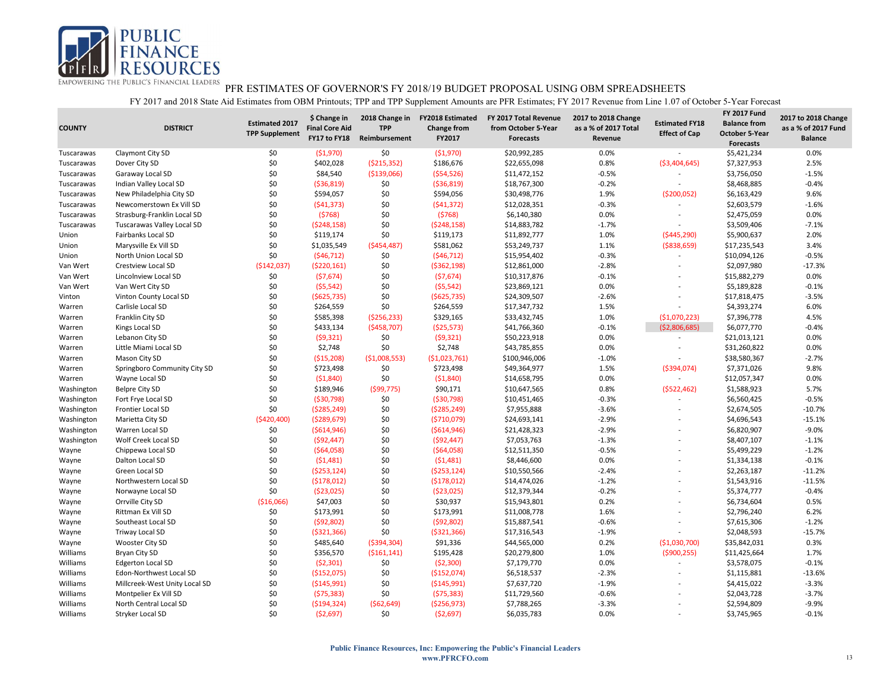PUBLIC FINANCE RESOURCES

EMPOWERING THE PUBLIC'S FINANCIAL LEADERS

# PFR ESTIMATES OF GOVERNOR'S FY 2018/19 BUDGET PROPOSAL USING OBM SPREADSHEETS

FY 2017 and 2018 State Aid Estimates from OBM Printouts; TPP and TPP Supplement Amounts are PFR Estimates; FY 2017 Revenue from Line 1.07 of October 5-Year Forecast

| COUNTY | DISTRICT | Estimated 2017 TPP Supplement | $ Change in Final Core Aid FY17 to FY18 | 2018 Change in TPP Reimbursement | FY2018 Estimated Change from FY2017 | FY 2017 Total Revenue from October 5-Year Forecasts | 2017 to 2018 Change as a % of 2017 Total Revenue | Estimated FY18 Effect of Cap | FY 2017 Fund Balance from October 5-Year Forecasts | 2017 to 2018 Change as a % of 2017 Fund Balance |
|---|---|---|---|---|---|---|---|---|---|---|
| Tuscarawas | Claymont City SD | $0 | ($1,970) | $0 | ($1,970) | $20,992,285 | 0.0% | - | $5,421,234 | 0.0% |
| Tuscarawas | Dover City SD | $0 | $402,028 | ($215,352) | $186,676 | $22,655,098 | 0.8% | ($3,404,645) | $7,327,953 | 2.5% |
| Tuscarawas | Garaway Local SD | $0 | $84,540 | ($139,066) | ($54,526) | $11,472,152 | -0.5% | - | $3,756,050 | -1.5% |
| Tuscarawas | Indian Valley Local SD | $0 | ($36,819) | $0 | ($36,819) | $18,767,300 | -0.2% | - | $8,468,885 | -0.4% |
| Tuscarawas | New Philadelphia City SD | $0 | $594,057 | $0 | $594,056 | $30,498,776 | 1.9% | ($200,052) | $6,163,429 | 9.6% |
| Tuscarawas | Newcomerstown Ex Vill SD | $0 | ($41,373) | $0 | ($41,372) | $12,028,351 | -0.3% | - | $2,603,579 | -1.6% |
| Tuscarawas | Strasburg-Franklin Local SD | $0 | ($768) | $0 | ($768) | $6,140,380 | 0.0% | - | $2,475,059 | 0.0% |
| Tuscarawas | Tuscarawas Valley Local SD | $0 | ($248,158) | $0 | ($248,158) | $14,883,782 | -1.7% | - | $3,509,406 | -7.1% |
| Union | Fairbanks Local SD | $0 | $119,174 | $0 | $119,173 | $11,892,777 | 1.0% | ($445,290) | $5,900,637 | 2.0% |
| Union | Marysville Ex Vill SD | $0 | $1,035,549 | ($454,487) | $581,062 | $53,249,737 | 1.1% | ($838,659) | $17,235,543 | 3.4% |
| Union | North Union Local SD | $0 | ($46,712) | $0 | ($46,712) | $15,954,402 | -0.3% | - | $10,094,126 | -0.5% |
| Van Wert | Crestview Local SD | ($142,037) | ($220,161) | $0 | ($362,198) | $12,861,000 | -2.8% | - | $2,097,980 | -17.3% |
| Van Wert | Lincolnview Local SD | $0 | ($7,674) | $0 | ($7,674) | $10,317,876 | -0.1% | - | $15,882,279 | 0.0% |
| Van Wert | Van Wert City SD | $0 | ($5,542) | $0 | ($5,542) | $23,869,121 | 0.0% | - | $5,189,828 | -0.1% |
| Vinton | Vinton County Local SD | $0 | ($625,735) | $0 | ($625,735) | $24,309,507 | -2.6% | - | $17,818,475 | -3.5% |
| Warren | Carlisle Local SD | $0 | $264,559 | $0 | $264,559 | $17,347,732 | 1.5% | - | $4,393,274 | 6.0% |
| Warren | Franklin City SD | $0 | $585,398 | ($256,233) | $329,165 | $33,432,745 | 1.0% | ($1,070,223) | $7,396,778 | 4.5% |
| Warren | Kings Local SD | $0 | $433,134 | ($458,707) | ($25,573) | $41,766,360 | -0.1% | ($2,806,685) | $6,077,770 | -0.4% |
| Warren | Lebanon City SD | $0 | ($9,321) | $0 | ($9,321) | $50,223,918 | 0.0% | - | $21,013,121 | 0.0% |
| Warren | Little Miami Local SD | $0 | $2,748 | $0 | $2,748 | $43,785,855 | 0.0% | - | $31,260,822 | 0.0% |
| Warren | Mason City SD | $0 | ($15,208) | ($1,008,553) | ($1,023,761) | $100,946,006 | -1.0% | - | $38,580,367 | -2.7% |
| Warren | Springboro Community City SD | $0 | $723,498 | $0 | $723,498 | $49,364,977 | 1.5% | ($394,074) | $7,371,026 | 9.8% |
| Warren | Wayne Local SD | $0 | ($1,840) | $0 | ($1,840) | $14,658,795 | 0.0% | - | $12,057,347 | 0.0% |
| Washington | Belpre City SD | $0 | $189,946 | ($99,775) | $90,171 | $10,647,565 | 0.8% | ($522,462) | $1,588,923 | 5.7% |
| Washington | Fort Frye Local SD | $0 | ($30,798) | $0 | ($30,798) | $10,451,465 | -0.3% | - | $6,560,425 | -0.5% |
| Washington | Frontier Local SD | $0 | ($285,249) | $0 | ($285,249) | $7,955,888 | -3.6% | - | $2,674,505 | -10.7% |
| Washington | Marietta City SD | ($420,400) | ($289,679) | $0 | ($710,079) | $24,693,141 | -2.9% | - | $4,696,543 | -15.1% |
| Washington | Warren Local SD | $0 | ($614,946) | $0 | ($614,946) | $21,428,323 | -2.9% | - | $6,820,907 | -9.0% |
| Washington | Wolf Creek Local SD | $0 | ($92,447) | $0 | ($92,447) | $7,053,763 | -1.3% | - | $8,407,107 | -1.1% |
| Wayne | Chippewa Local SD | $0 | ($64,058) | $0 | ($64,058) | $12,511,350 | -0.5% | - | $5,499,229 | -1.2% |
| Wayne | Dalton Local SD | $0 | ($1,481) | $0 | ($1,481) | $8,446,600 | 0.0% | - | $1,334,138 | -0.1% |
| Wayne | Green Local SD | $0 | ($253,124) | $0 | ($253,124) | $10,550,566 | -2.4% | - | $2,263,187 | -11.2% |
| Wayne | Northwestern Local SD | $0 | ($178,012) | $0 | ($178,012) | $14,474,026 | -1.2% | - | $1,543,916 | -11.5% |
| Wayne | Norwayne Local SD | $0 | ($23,025) | $0 | ($23,025) | $12,379,344 | -0.2% | - | $5,374,777 | -0.4% |
| Wayne | Orrville City SD | ($16,066) | $47,003 | $0 | $30,937 | $15,943,801 | 0.2% | - | $6,734,604 | 0.5% |
| Wayne | Rittman Ex Vill SD | $0 | $173,991 | $0 | $173,991 | $11,008,778 | 1.6% | - | $2,796,240 | 6.2% |
| Wayne | Southeast Local SD | $0 | ($92,802) | $0 | ($92,802) | $15,887,541 | -0.6% | - | $7,615,306 | -1.2% |
| Wayne | Triway Local SD | $0 | ($321,366) | $0 | ($321,366) | $17,316,543 | -1.9% | - | $2,048,593 | -15.7% |
| Wayne | Wooster City SD | $0 | $485,640 | ($394,304) | $91,336 | $44,565,000 | 0.2% | ($1,030,700) | $35,842,031 | 0.3% |
| Williams | Bryan City SD | $0 | $356,570 | ($161,141) | $195,428 | $20,279,800 | 1.0% | ($900,255) | $11,425,664 | 1.7% |
| Williams | Edgerton Local SD | $0 | ($2,301) | $0 | ($2,300) | $7,179,770 | 0.0% | - | $3,578,075 | -0.1% |
| Williams | Edon-Northwest Local SD | $0 | ($152,075) | $0 | ($152,074) | $6,518,537 | -2.3% | - | $1,115,881 | -13.6% |
| Williams | Millcreek-West Unity Local SD | $0 | ($145,991) | $0 | ($145,991) | $7,637,720 | -1.9% | - | $4,415,022 | -3.3% |
| Williams | Montpelier Ex Vill SD | $0 | ($75,383) | $0 | ($75,383) | $11,729,560 | -0.6% | - | $2,043,728 | -3.7% |
| Williams | North Central Local SD | $0 | ($194,324) | ($62,649) | ($256,973) | $7,788,265 | -3.3% | - | $2,594,809 | -9.9% |
| Williams | Stryker Local SD | $0 | ($2,697) | $0 | ($2,697) | $6,035,783 | 0.0% | - | $3,745,965 | -0.1% |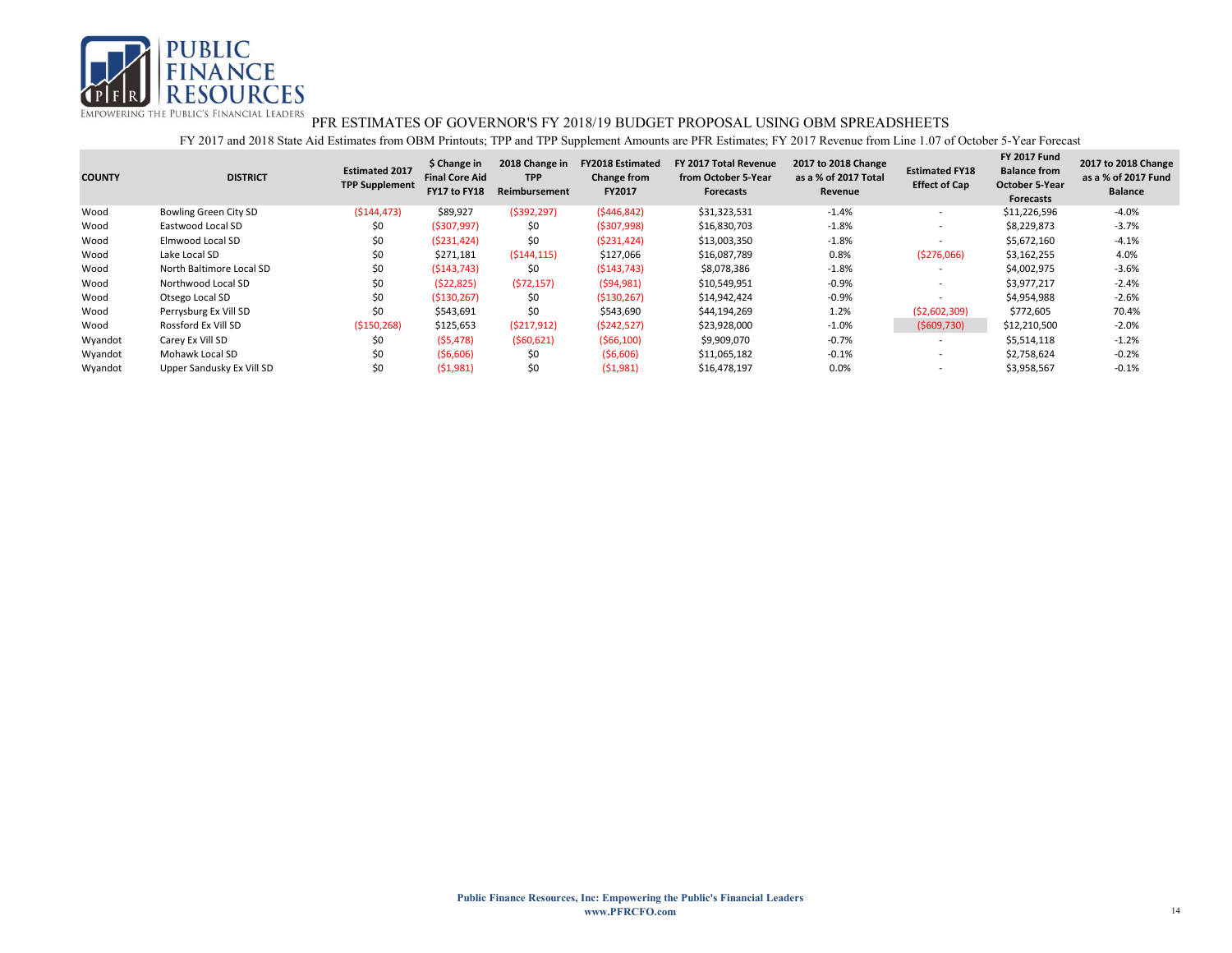# PFR ESTIMATES OF GOVERNOR'S FY 2018/19 BUDGET PROPOSAL USING OBM SPREADSHEETS

FY 2017 and 2018 State Aid Estimates from OBM Printouts; TPP and TPP Supplement Amounts are PFR Estimates; FY 2017 Revenue from Line 1.07 of October 5-Year Forecast

| COUNTY | DISTRICT | Estimated 2017 TPP Supplement | $ Change in Final Core Aid FY17 to FY18 | 2018 Change in TPP Reimbursement | FY2018 Estimated Change from FY2017 | FY 2017 Total Revenue from October 5-Year Forecasts | 2017 to 2018 Change as a % of 2017 Total Revenue | Estimated FY18 Effect of Cap | FY 2017 Fund Balance from October 5-Year Forecasts | 2017 to 2018 Change as a % of 2017 Fund Balance |
|---|---|---|---|---|---|---|---|---|---|---|
| Wood | Bowling Green City SD | ($144,473) | $89,927 | ($392,297) | ($446,842) | $31,323,531 | -1.4% | - | $11,226,596 | -4.0% |
| Wood | Eastwood Local SD | $0 | ($307,997) | $0 | ($307,998) | $16,830,703 | -1.8% | - | $8,229,873 | -3.7% |
| Wood | Elmwood Local SD | $0 | ($231,424) | $0 | ($231,424) | $13,003,350 | -1.8% | - | $5,672,160 | -4.1% |
| Wood | Lake Local SD | $0 | $271,181 | ($144,115) | $127,066 | $16,087,789 | 0.8% | ($276,066) | $3,162,255 | 4.0% |
| Wood | North Baltimore Local SD | $0 | ($143,743) | $0 | ($143,743) | $8,078,386 | -1.8% | - | $4,002,975 | -3.6% |
| Wood | Northwood Local SD | $0 | ($22,825) | ($72,157) | ($94,981) | $10,549,951 | -0.9% | - | $3,977,217 | -2.4% |
| Wood | Otsego Local SD | $0 | ($130,267) | $0 | ($130,267) | $14,942,424 | -0.9% | - | $4,954,988 | -2.6% |
| Wood | Perrysburg Ex Vill SD | $0 | $543,691 | $0 | $543,690 | $44,194,269 | 1.2% | ($2,602,309) | $772,605 | 70.4% |
| Wood | Rossford Ex Vill SD | ($150,268) | $125,653 | ($217,912) | ($242,527) | $23,928,000 | -1.0% | ($609,730) | $12,210,500 | -2.0% |
| Wyandot | Carey Ex Vill SD | $0 | ($5,478) | ($60,621) | ($66,100) | $9,909,070 | -0.7% | - | $5,514,118 | -1.2% |
| Wyandot | Mohawk Local SD | $0 | ($6,606) | $0 | ($6,606) | $11,065,182 | -0.1% | - | $2,758,624 | -0.2% |
| Wyandot | Upper Sandusky Ex Vill SD | $0 | ($1,981) | $0 | ($1,981) | $16,478,197 | 0.0% | - | $3,958,567 | -0.1% |